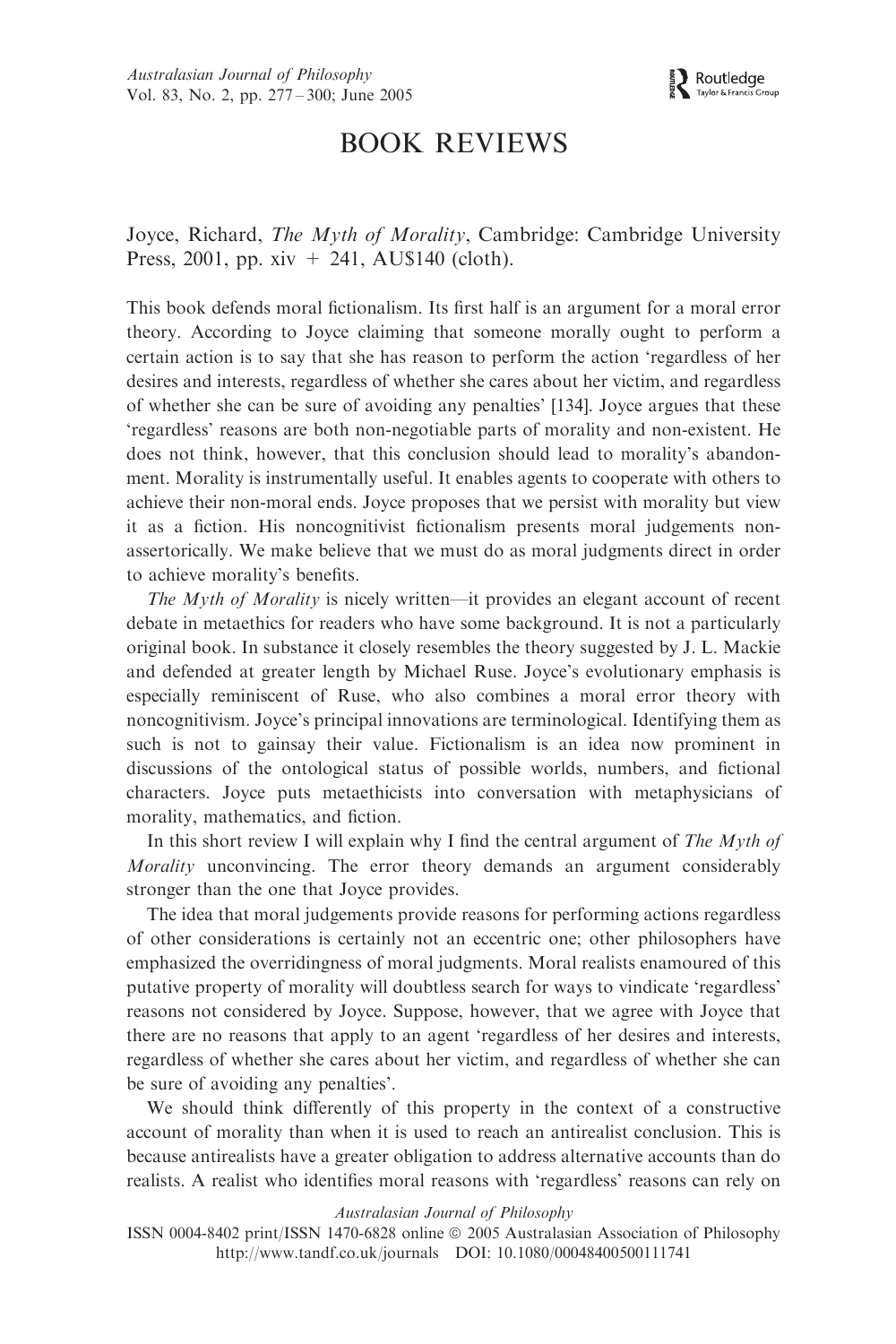# BOOK REVIEWS

Joyce, Richard, *The Myth of Morality*, Cambridge: Cambridge University Press, 2001, pp. xiv + 241, AU$140 (cloth).

This book defends moral fictionalism. Its first half is an argument for a moral error theory. According to Joyce claiming that someone morally ought to perform a certain action is to say that she has reason to perform the action 'regardless of her desires and interests, regardless of whether she cares about her victim, and regardless of whether she can be sure of avoiding any penalties' [134]. Joyce argues that these 'regardless' reasons are both non-negotiable parts of morality and non-existent. He does not think, however, that this conclusion should lead to morality's abandonment. Morality is instrumentally useful. It enables agents to cooperate with others to achieve their non-moral ends. Joyce proposes that we persist with morality but view it as a fiction. His noncognitivist fictionalism presents moral judgements non-assertorically. We make believe that we must do as moral judgments direct in order to achieve morality's benefits.

*The Myth of Morality* is nicely written—it provides an elegant account of recent debate in metaethics for readers who have some background. It is not a particularly original book. In substance it closely resembles the theory suggested by J. L. Mackie and defended at greater length by Michael Ruse. Joyce's evolutionary emphasis is especially reminiscent of Ruse, who also combines a moral error theory with noncognitivism. Joyce's principal innovations are terminological. Identifying them as such is not to gainsay their value. Fictionalism is an idea now prominent in discussions of the ontological status of possible worlds, numbers, and fictional characters. Joyce puts metaethicists into conversation with metaphysicians of morality, mathematics, and fiction.

In this short review I will explain why I find the central argument of *The Myth of Morality* unconvincing. The error theory demands an argument considerably stronger than the one that Joyce provides.

The idea that moral judgements provide reasons for performing actions regardless of other considerations is certainly not an eccentric one; other philosophers have emphasized the overridingness of moral judgments. Moral realists enamoured of this putative property of morality will doubtless search for ways to vindicate 'regardless' reasons not considered by Joyce. Suppose, however, that we agree with Joyce that there are no reasons that apply to an agent 'regardless of her desires and interests, regardless of whether she cares about her victim, and regardless of whether she can be sure of avoiding any penalties'.

We should think differently of this property in the context of a constructive account of morality than when it is used to reach an antirealist conclusion. This is because antirealists have a greater obligation to address alternative accounts than do realists. A realist who identifies moral reasons with 'regardless' reasons can rely on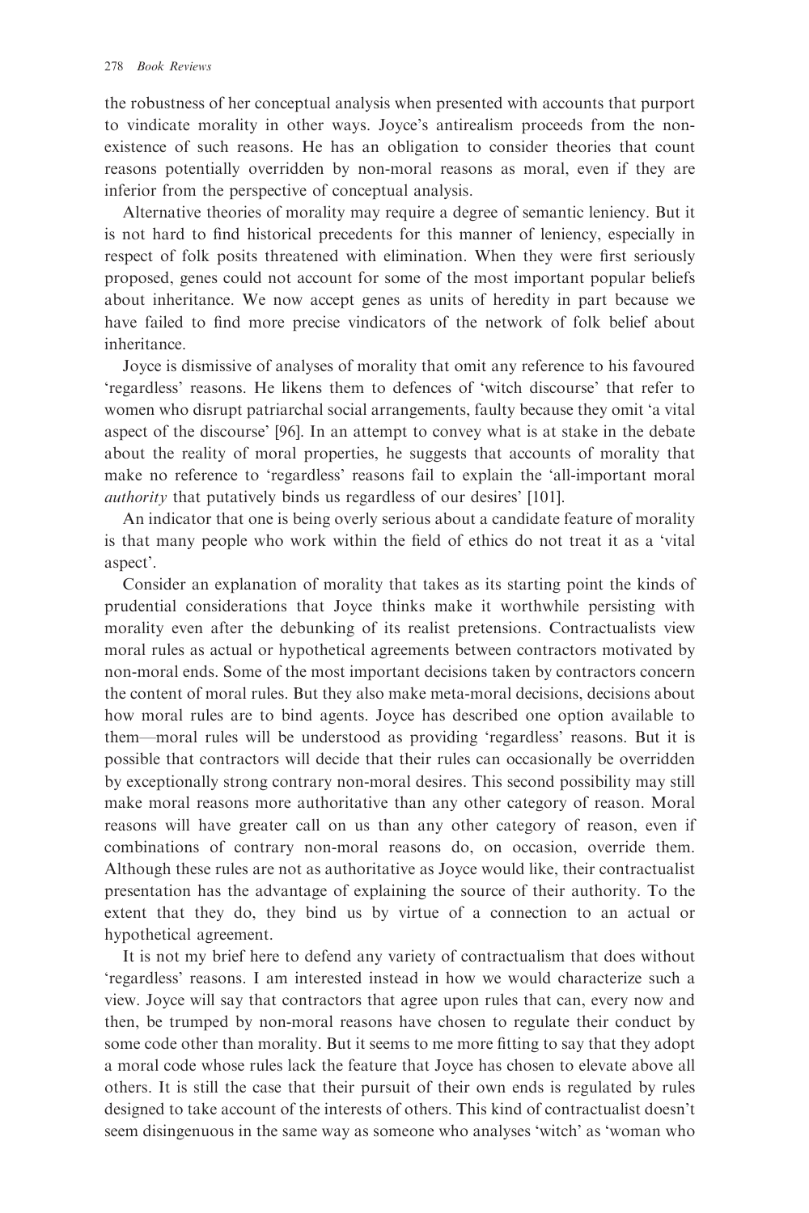the robustness of her conceptual analysis when presented with accounts that purport to vindicate morality in other ways. Joyce's antirealism proceeds from the non-existence of such reasons. He has an obligation to consider theories that count reasons potentially overridden by non-moral reasons as moral, even if they are inferior from the perspective of conceptual analysis.

Alternative theories of morality may require a degree of semantic leniency. But it is not hard to find historical precedents for this manner of leniency, especially in respect of folk posits threatened with elimination. When they were first seriously proposed, genes could not account for some of the most important popular beliefs about inheritance. We now accept genes as units of heredity in part because we have failed to find more precise vindicators of the network of folk belief about inheritance.

Joyce is dismissive of analyses of morality that omit any reference to his favoured 'regardless' reasons. He likens them to defences of 'witch discourse' that refer to women who disrupt patriarchal social arrangements, faulty because they omit 'a vital aspect of the discourse' [96]. In an attempt to convey what is at stake in the debate about the reality of moral properties, he suggests that accounts of morality that make no reference to 'regardless' reasons fail to explain the 'all-important moral *authority* that putatively binds us regardless of our desires' [101].

An indicator that one is being overly serious about a candidate feature of morality is that many people who work within the field of ethics do not treat it as a 'vital aspect'.

Consider an explanation of morality that takes as its starting point the kinds of prudential considerations that Joyce thinks make it worthwhile persisting with morality even after the debunking of its realist pretensions. Contractualists view moral rules as actual or hypothetical agreements between contractors motivated by non-moral ends. Some of the most important decisions taken by contractors concern the content of moral rules. But they also make meta-moral decisions, decisions about how moral rules are to bind agents. Joyce has described one option available to them—moral rules will be understood as providing 'regardless' reasons. But it is possible that contractors will decide that their rules can occasionally be overridden by exceptionally strong contrary non-moral desires. This second possibility may still make moral reasons more authoritative than any other category of reason. Moral reasons will have greater call on us than any other category of reason, even if combinations of contrary non-moral reasons do, on occasion, override them. Although these rules are not as authoritative as Joyce would like, their contractualist presentation has the advantage of explaining the source of their authority. To the extent that they do, they bind us by virtue of a connection to an actual or hypothetical agreement.

It is not my brief here to defend any variety of contractualism that does without 'regardless' reasons. I am interested instead in how we would characterize such a view. Joyce will say that contractors that agree upon rules that can, every now and then, be trumped by non-moral reasons have chosen to regulate their conduct by some code other than morality. But it seems to me more fitting to say that they adopt a moral code whose rules lack the feature that Joyce has chosen to elevate above all others. It is still the case that their pursuit of their own ends is regulated by rules designed to take account of the interests of others. This kind of contractualist doesn't seem disingenuous in the same way as someone who analyses 'witch' as 'woman who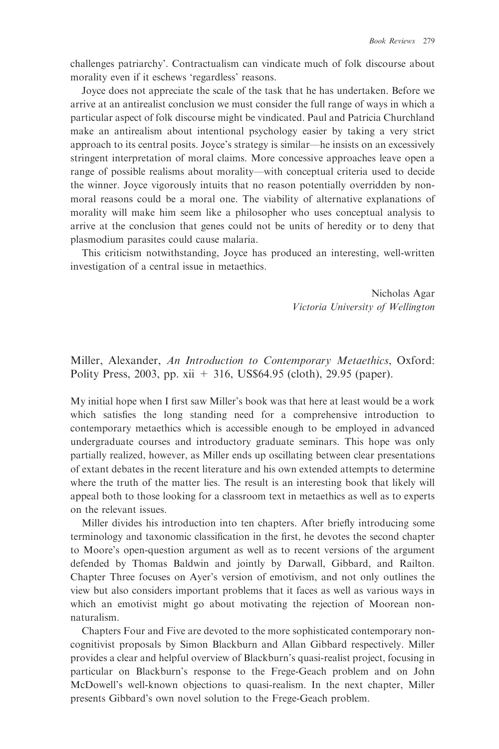challenges patriarchy'. Contractualism can vindicate much of folk discourse about morality even if it eschews 'regardless' reasons.

Joyce does not appreciate the scale of the task that he has undertaken. Before we arrive at an antirealist conclusion we must consider the full range of ways in which a particular aspect of folk discourse might be vindicated. Paul and Patricia Churchland make an antirealism about intentional psychology easier by taking a very strict approach to its central posits. Joyce's strategy is similar—he insists on an excessively stringent interpretation of moral claims. More concessive approaches leave open a range of possible realisms about morality—with conceptual criteria used to decide the winner. Joyce vigorously intuits that no reason potentially overridden by non-moral reasons could be a moral one. The viability of alternative explanations of morality will make him seem like a philosopher who uses conceptual analysis to arrive at the conclusion that genes could not be units of heredity or to deny that plasmodium parasites could cause malaria.

This criticism notwithstanding, Joyce has produced an interesting, well-written investigation of a central issue in metaethics.

Nicholas Agar
*Victoria University of Wellington*

## Miller, Alexander, *An Introduction to Contemporary Metaethics*, Oxford: Polity Press, 2003, pp. xii + 316, US$64.95 (cloth), 29.95 (paper).

My initial hope when I first saw Miller's book was that here at least would be a work which satisfies the long standing need for a comprehensive introduction to contemporary metaethics which is accessible enough to be employed in advanced undergraduate courses and introductory graduate seminars. This hope was only partially realized, however, as Miller ends up oscillating between clear presentations of extant debates in the recent literature and his own extended attempts to determine where the truth of the matter lies. The result is an interesting book that likely will appeal both to those looking for a classroom text in metaethics as well as to experts on the relevant issues.

Miller divides his introduction into ten chapters. After briefly introducing some terminology and taxonomic classification in the first, he devotes the second chapter to Moore's open-question argument as well as to recent versions of the argument defended by Thomas Baldwin and jointly by Darwall, Gibbard, and Railton. Chapter Three focuses on Ayer's version of emotivism, and not only outlines the view but also considers important problems that it faces as well as various ways in which an emotivist might go about motivating the rejection of Moorean non-naturalism.

Chapters Four and Five are devoted to the more sophisticated contemporary non-cognitivist proposals by Simon Blackburn and Allan Gibbard respectively. Miller provides a clear and helpful overview of Blackburn's quasi-realist project, focusing in particular on Blackburn's response to the Frege-Geach problem and on John McDowell's well-known objections to quasi-realism. In the next chapter, Miller presents Gibbard's own novel solution to the Frege-Geach problem.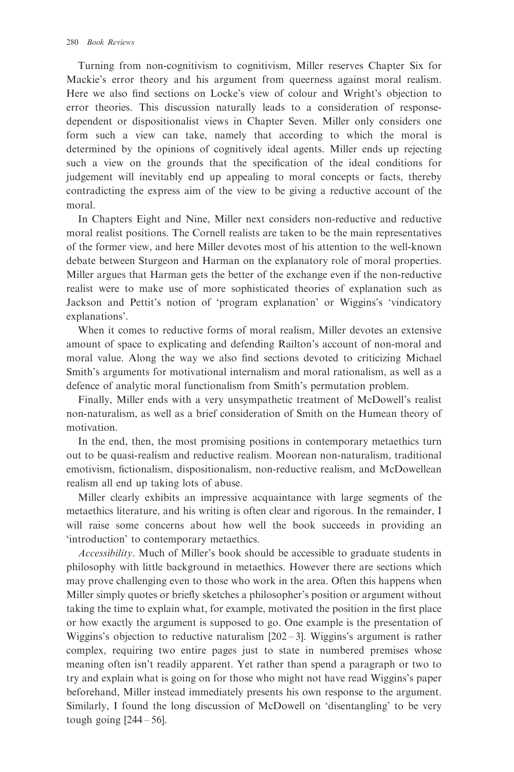Turning from non-cognitivism to cognitivism, Miller reserves Chapter Six for Mackie's error theory and his argument from queerness against moral realism. Here we also find sections on Locke's view of colour and Wright's objection to error theories. This discussion naturally leads to a consideration of response-dependent or dispositionalist views in Chapter Seven. Miller only considers one form such a view can take, namely that according to which the moral is determined by the opinions of cognitively ideal agents. Miller ends up rejecting such a view on the grounds that the specification of the ideal conditions for judgement will inevitably end up appealing to moral concepts or facts, thereby contradicting the express aim of the view to be giving a reductive account of the moral.

In Chapters Eight and Nine, Miller next considers non-reductive and reductive moral realist positions. The Cornell realists are taken to be the main representatives of the former view, and here Miller devotes most of his attention to the well-known debate between Sturgeon and Harman on the explanatory role of moral properties. Miller argues that Harman gets the better of the exchange even if the non-reductive realist were to make use of more sophisticated theories of explanation such as Jackson and Pettit's notion of 'program explanation' or Wiggins's 'vindicatory explanations'.

When it comes to reductive forms of moral realism, Miller devotes an extensive amount of space to explicating and defending Railton's account of non-moral and moral value. Along the way we also find sections devoted to criticizing Michael Smith's arguments for motivational internalism and moral rationalism, as well as a defence of analytic moral functionalism from Smith's permutation problem.

Finally, Miller ends with a very unsympathetic treatment of McDowell's realist non-naturalism, as well as a brief consideration of Smith on the Humean theory of motivation.

In the end, then, the most promising positions in contemporary metaethics turn out to be quasi-realism and reductive realism. Moorean non-naturalism, traditional emotivism, fictionalism, dispositionalism, non-reductive realism, and McDowellean realism all end up taking lots of abuse.

Miller clearly exhibits an impressive acquaintance with large segments of the metaethics literature, and his writing is often clear and rigorous. In the remainder, I will raise some concerns about how well the book succeeds in providing an 'introduction' to contemporary metaethics.

*Accessibility*. Much of Miller's book should be accessible to graduate students in philosophy with little background in metaethics. However there are sections which may prove challenging even to those who work in the area. Often this happens when Miller simply quotes or briefly sketches a philosopher's position or argument without taking the time to explain what, for example, motivated the position in the first place or how exactly the argument is supposed to go. One example is the presentation of Wiggins's objection to reductive naturalism [202–3]. Wiggins's argument is rather complex, requiring two entire pages just to state in numbered premises whose meaning often isn't readily apparent. Yet rather than spend a paragraph or two to try and explain what is going on for those who might not have read Wiggins's paper beforehand, Miller instead immediately presents his own response to the argument. Similarly, I found the long discussion of McDowell on 'disentangling' to be very tough going [244–56].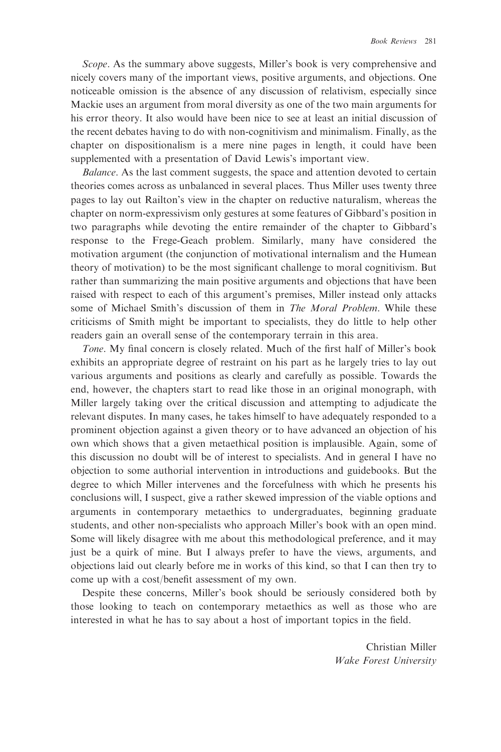*Scope*. As the summary above suggests, Miller's book is very comprehensive and nicely covers many of the important views, positive arguments, and objections. One noticeable omission is the absence of any discussion of relativism, especially since Mackie uses an argument from moral diversity as one of the two main arguments for his error theory. It also would have been nice to see at least an initial discussion of the recent debates having to do with non-cognitivism and minimalism. Finally, as the chapter on dispositionalism is a mere nine pages in length, it could have been supplemented with a presentation of David Lewis's important view.

*Balance*. As the last comment suggests, the space and attention devoted to certain theories comes across as unbalanced in several places. Thus Miller uses twenty three pages to lay out Railton's view in the chapter on reductive naturalism, whereas the chapter on norm-expressivism only gestures at some features of Gibbard's position in two paragraphs while devoting the entire remainder of the chapter to Gibbard's response to the Frege-Geach problem. Similarly, many have considered the motivation argument (the conjunction of motivational internalism and the Humean theory of motivation) to be the most significant challenge to moral cognitivism. But rather than summarizing the main positive arguments and objections that have been raised with respect to each of this argument's premises, Miller instead only attacks some of Michael Smith's discussion of them in *The Moral Problem*. While these criticisms of Smith might be important to specialists, they do little to help other readers gain an overall sense of the contemporary terrain in this area.

*Tone*. My final concern is closely related. Much of the first half of Miller's book exhibits an appropriate degree of restraint on his part as he largely tries to lay out various arguments and positions as clearly and carefully as possible. Towards the end, however, the chapters start to read like those in an original monograph, with Miller largely taking over the critical discussion and attempting to adjudicate the relevant disputes. In many cases, he takes himself to have adequately responded to a prominent objection against a given theory or to have advanced an objection of his own which shows that a given metaethical position is implausible. Again, some of this discussion no doubt will be of interest to specialists. And in general I have no objection to some authorial intervention in introductions and guidebooks. But the degree to which Miller intervenes and the forcefulness with which he presents his conclusions will, I suspect, give a rather skewed impression of the viable options and arguments in contemporary metaethics to undergraduates, beginning graduate students, and other non-specialists who approach Miller's book with an open mind. Some will likely disagree with me about this methodological preference, and it may just be a quirk of mine. But I always prefer to have the views, arguments, and objections laid out clearly before me in works of this kind, so that I can then try to come up with a cost/benefit assessment of my own.

Despite these concerns, Miller's book should be seriously considered both by those looking to teach on contemporary metaethics as well as those who are interested in what he has to say about a host of important topics in the field.

Christian Miller
*Wake Forest University*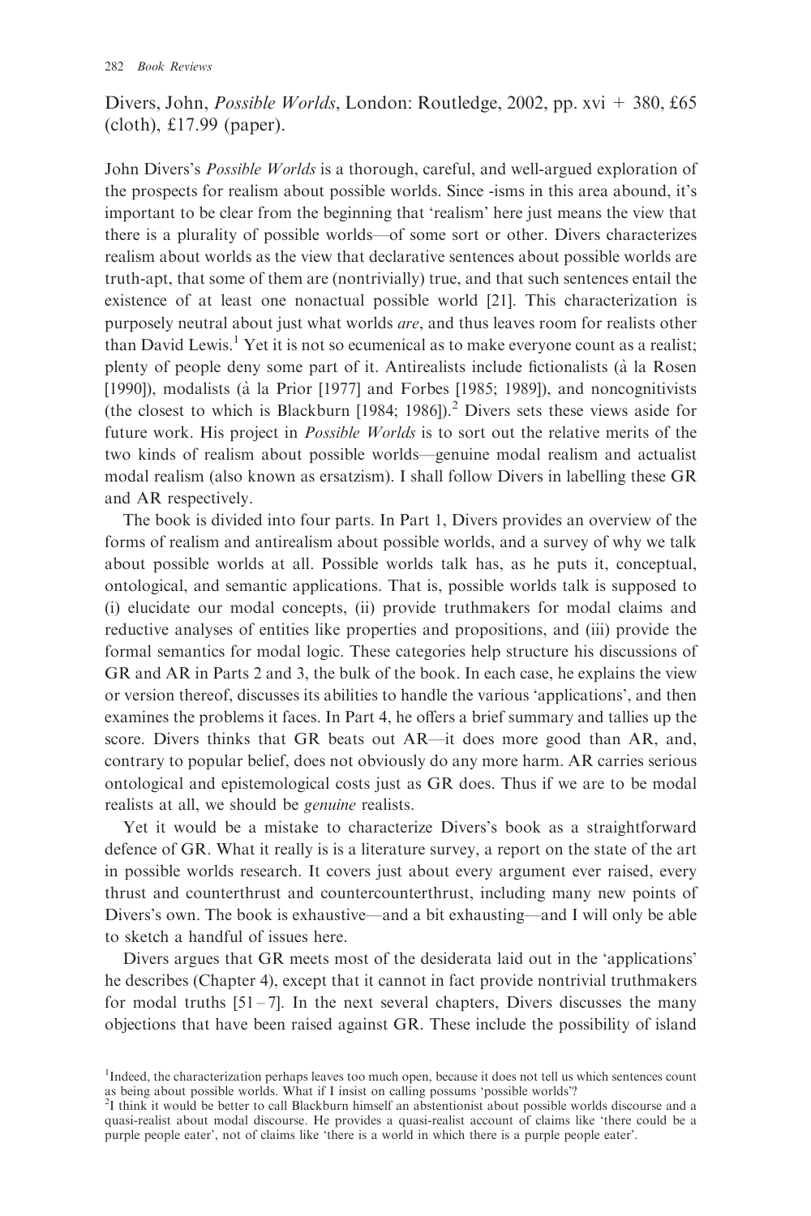Divers, John, *Possible Worlds*, London: Routledge, 2002, pp. xvi + 380, £65 (cloth), £17.99 (paper).

John Divers's *Possible Worlds* is a thorough, careful, and well-argued exploration of the prospects for realism about possible worlds. Since -isms in this area abound, it's important to be clear from the beginning that 'realism' here just means the view that there is a plurality of possible worlds—of some sort or other. Divers characterizes realism about worlds as the view that declarative sentences about possible worlds are truth-apt, that some of them are (nontrivially) true, and that such sentences entail the existence of at least one nonactual possible world [21]. This characterization is purposely neutral about just what worlds *are*, and thus leaves room for realists other than David Lewis.[1] Yet it is not so ecumenical as to make everyone count as a realist; plenty of people deny some part of it. Antirealists include fictionalists (à la Rosen [1990]), modalists (à la Prior [1977] and Forbes [1985; 1989]), and noncognitivists (the closest to which is Blackburn [1984; 1986]).[2] Divers sets these views aside for future work. His project in *Possible Worlds* is to sort out the relative merits of the two kinds of realism about possible worlds—genuine modal realism and actualist modal realism (also known as ersatzism). I shall follow Divers in labelling these GR and AR respectively.

The book is divided into four parts. In Part 1, Divers provides an overview of the forms of realism and antirealism about possible worlds, and a survey of why we talk about possible worlds at all. Possible worlds talk has, as he puts it, conceptual, ontological, and semantic applications. That is, possible worlds talk is supposed to (i) elucidate our modal concepts, (ii) provide truthmakers for modal claims and reductive analyses of entities like properties and propositions, and (iii) provide the formal semantics for modal logic. These categories help structure his discussions of GR and AR in Parts 2 and 3, the bulk of the book. In each case, he explains the view or version thereof, discusses its abilities to handle the various 'applications', and then examines the problems it faces. In Part 4, he offers a brief summary and tallies up the score. Divers thinks that GR beats out AR—it does more good than AR, and, contrary to popular belief, does not obviously do any more harm. AR carries serious ontological and epistemological costs just as GR does. Thus if we are to be modal realists at all, we should be *genuine* realists.

Yet it would be a mistake to characterize Divers's book as a straightforward defence of GR. What it really is is a literature survey, a report on the state of the art in possible worlds research. It covers just about every argument ever raised, every thrust and counterthrust and countercounterthrust, including many new points of Divers's own. The book is exhaustive—and a bit exhausting—and I will only be able to sketch a handful of issues here.

Divers argues that GR meets most of the desiderata laid out in the 'applications' he describes (Chapter 4), except that it cannot in fact provide nontrivial truthmakers for modal truths [51–7]. In the next several chapters, Divers discusses the many objections that have been raised against GR. These include the possibility of island

[1] Indeed, the characterization perhaps leaves too much open, because it does not tell us which sentences count as being about possible worlds. What if I insist on calling possums 'possible worlds'?

[2] I think it would be better to call Blackburn himself an abstentionist about possible worlds discourse and a quasi-realist about modal discourse. He provides a quasi-realist account of claims like 'there could be a purple people eater', not of claims like 'there is a world in which there is a purple people eater'.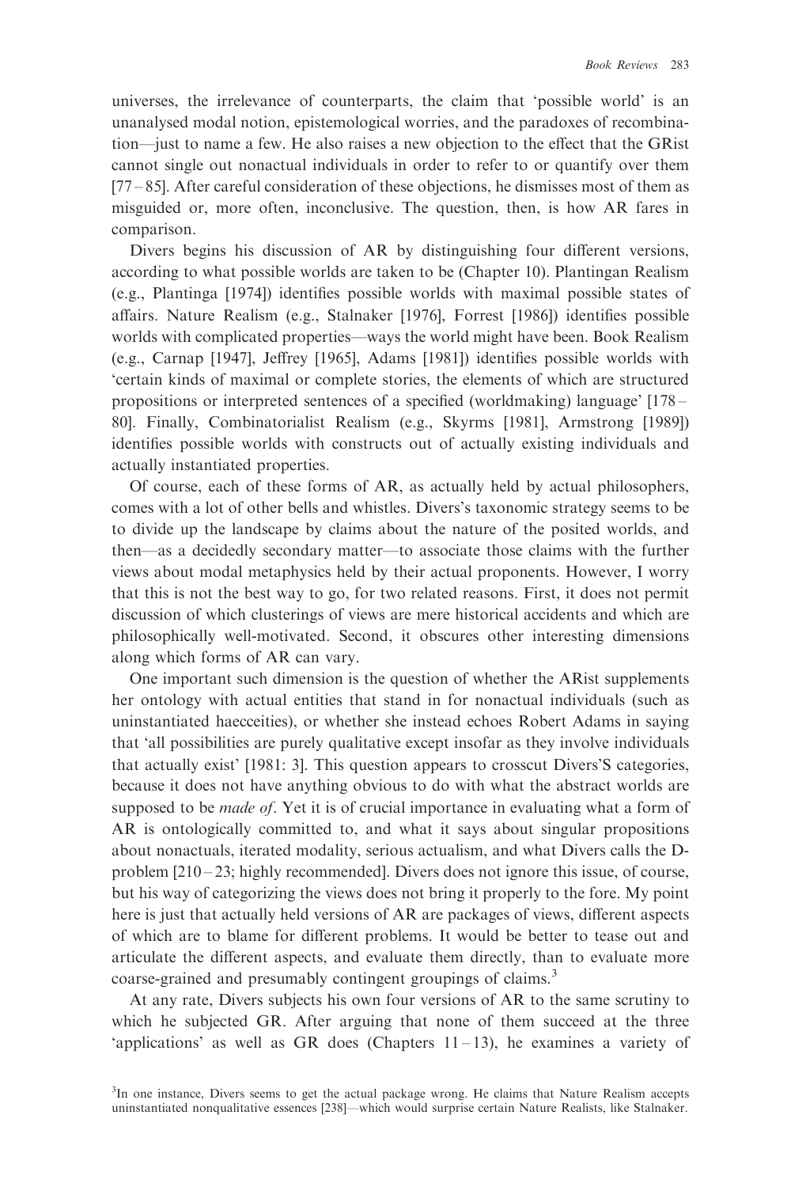universes, the irrelevance of counterparts, the claim that 'possible world' is an unanalysed modal notion, epistemological worries, and the paradoxes of recombination—just to name a few. He also raises a new objection to the effect that the GRist cannot single out nonactual individuals in order to refer to or quantify over them [77 – 85]. After careful consideration of these objections, he dismisses most of them as misguided or, more often, inconclusive. The question, then, is how AR fares in comparison.

Divers begins his discussion of AR by distinguishing four different versions, according to what possible worlds are taken to be (Chapter 10). Plantingan Realism (e.g., Plantinga [1974]) identifies possible worlds with maximal possible states of affairs. Nature Realism (e.g., Stalnaker [1976], Forrest [1986]) identifies possible worlds with complicated properties—ways the world might have been. Book Realism (e.g., Carnap [1947], Jeffrey [1965], Adams [1981]) identifies possible worlds with 'certain kinds of maximal or complete stories, the elements of which are structured propositions or interpreted sentences of a specified (worldmaking) language' [178 – 80]. Finally, Combinatorialist Realism (e.g., Skyrms [1981], Armstrong [1989]) identifies possible worlds with constructs out of actually existing individuals and actually instantiated properties.

Of course, each of these forms of AR, as actually held by actual philosophers, comes with a lot of other bells and whistles. Divers's taxonomic strategy seems to be to divide up the landscape by claims about the nature of the posited worlds, and then—as a decidedly secondary matter—to associate those claims with the further views about modal metaphysics held by their actual proponents. However, I worry that this is not the best way to go, for two related reasons. First, it does not permit discussion of which clusterings of views are mere historical accidents and which are philosophically well-motivated. Second, it obscures other interesting dimensions along which forms of AR can vary.

One important such dimension is the question of whether the ARist supplements her ontology with actual entities that stand in for nonactual individuals (such as uninstantiated haecceities), or whether she instead echoes Robert Adams in saying that 'all possibilities are purely qualitative except insofar as they involve individuals that actually exist' [1981: 3]. This question appears to crosscut Divers'S categories, because it does not have anything obvious to do with what the abstract worlds are supposed to be *made of*. Yet it is of crucial importance in evaluating what a form of AR is ontologically committed to, and what it says about singular propositions about nonactuals, iterated modality, serious actualism, and what Divers calls the D-problem [210 – 23; highly recommended]. Divers does not ignore this issue, of course, but his way of categorizing the views does not bring it properly to the fore. My point here is just that actually held versions of AR are packages of views, different aspects of which are to blame for different problems. It would be better to tease out and articulate the different aspects, and evaluate them directly, than to evaluate more coarse-grained and presumably contingent groupings of claims.[3]

At any rate, Divers subjects his own four versions of AR to the same scrutiny to which he subjected GR. After arguing that none of them succeed at the three 'applications' as well as GR does (Chapters 11 – 13), he examines a variety of

[3]In one instance, Divers seems to get the actual package wrong. He claims that Nature Realism accepts uninstantiated nonqualitative essences [238]—which would surprise certain Nature Realists, like Stalnaker.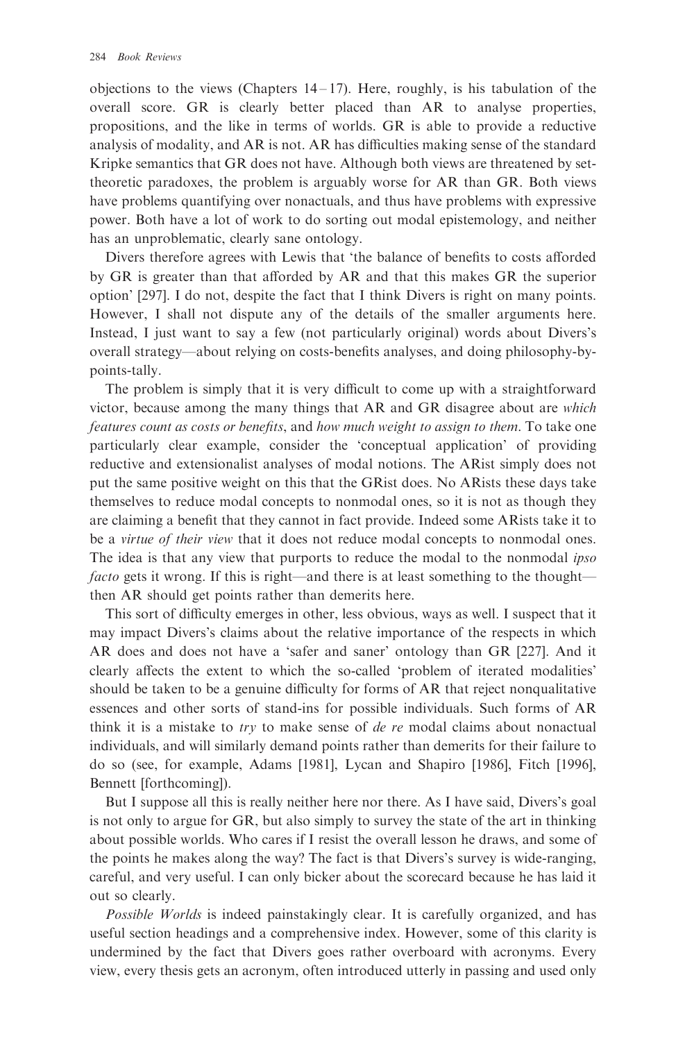objections to the views (Chapters 14–17). Here, roughly, is his tabulation of the overall score. GR is clearly better placed than AR to analyse properties, propositions, and the like in terms of worlds. GR is able to provide a reductive analysis of modality, and AR is not. AR has difficulties making sense of the standard Kripke semantics that GR does not have. Although both views are threatened by set-theoretic paradoxes, the problem is arguably worse for AR than GR. Both views have problems quantifying over nonactuals, and thus have problems with expressive power. Both have a lot of work to do sorting out modal epistemology, and neither has an unproblematic, clearly sane ontology.

Divers therefore agrees with Lewis that 'the balance of benefits to costs afforded by GR is greater than that afforded by AR and that this makes GR the superior option' [297]. I do not, despite the fact that I think Divers is right on many points. However, I shall not dispute any of the details of the smaller arguments here. Instead, I just want to say a few (not particularly original) words about Divers's overall strategy—about relying on costs-benefits analyses, and doing philosophy-by-points-tally.

The problem is simply that it is very difficult to come up with a straightforward victor, because among the many things that AR and GR disagree about are *which features count as costs or benefits*, and *how much weight to assign to them*. To take one particularly clear example, consider the 'conceptual application' of providing reductive and extensionalist analyses of modal notions. The ARist simply does not put the same positive weight on this that the GRist does. No ARists these days take themselves to reduce modal concepts to nonmodal ones, so it is not as though they are claiming a benefit that they cannot in fact provide. Indeed some ARists take it to be a *virtue of their view* that it does not reduce modal concepts to nonmodal ones. The idea is that any view that purports to reduce the modal to the nonmodal *ipso facto* gets it wrong. If this is right—and there is at least something to the thought—then AR should get points rather than demerits here.

This sort of difficulty emerges in other, less obvious, ways as well. I suspect that it may impact Divers's claims about the relative importance of the respects in which AR does and does not have a 'safer and saner' ontology than GR [227]. And it clearly affects the extent to which the so-called 'problem of iterated modalities' should be taken to be a genuine difficulty for forms of AR that reject nonqualitative essences and other sorts of stand-ins for possible individuals. Such forms of AR think it is a mistake to *try* to make sense of *de re* modal claims about nonactual individuals, and will similarly demand points rather than demerits for their failure to do so (see, for example, Adams [1981], Lycan and Shapiro [1986], Fitch [1996], Bennett [forthcoming]).

But I suppose all this is really neither here nor there. As I have said, Divers's goal is not only to argue for GR, but also simply to survey the state of the art in thinking about possible worlds. Who cares if I resist the overall lesson he draws, and some of the points he makes along the way? The fact is that Divers's survey is wide-ranging, careful, and very useful. I can only bicker about the scorecard because he has laid it out so clearly.

*Possible Worlds* is indeed painstakingly clear. It is carefully organized, and has useful section headings and a comprehensive index. However, some of this clarity is undermined by the fact that Divers goes rather overboard with acronyms. Every view, every thesis gets an acronym, often introduced utterly in passing and used only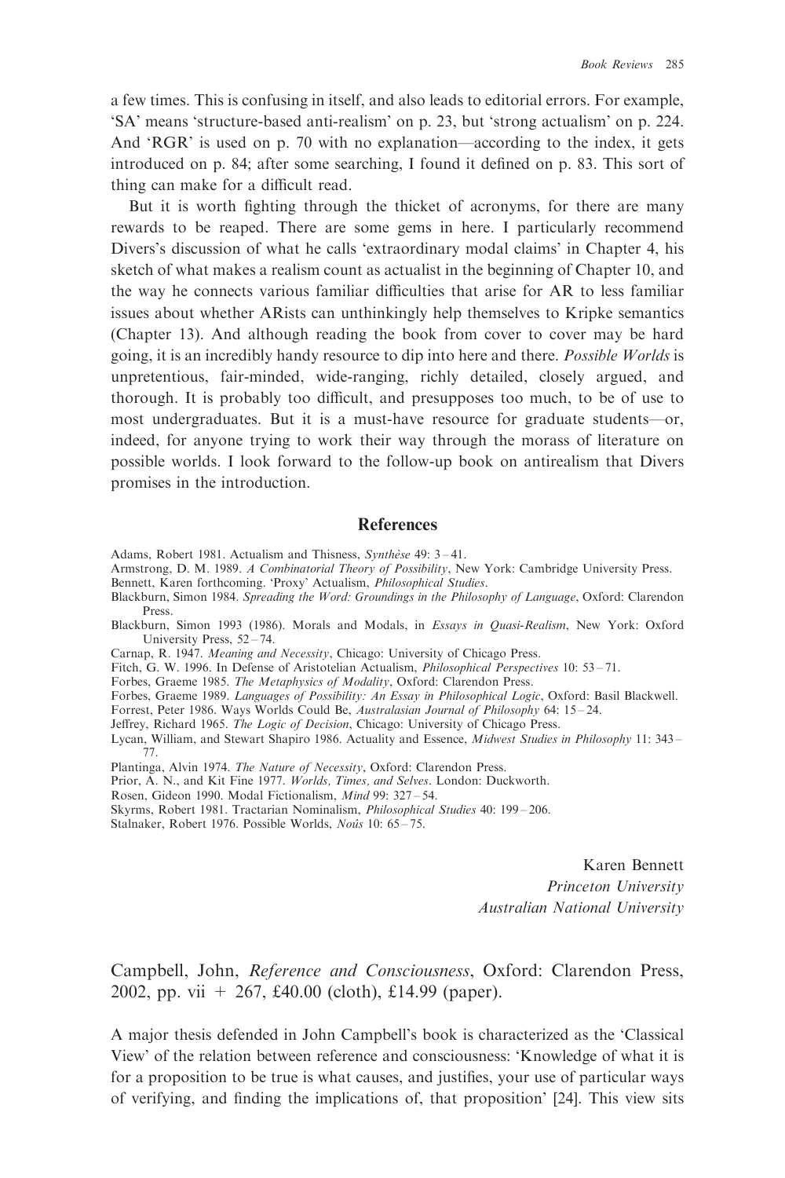a few times. This is confusing in itself, and also leads to editorial errors. For example, 'SA' means 'structure-based anti-realism' on p. 23, but 'strong actualism' on p. 224. And 'RGR' is used on p. 70 with no explanation—according to the index, it gets introduced on p. 84; after some searching, I found it defined on p. 83. This sort of thing can make for a difficult read.

But it is worth fighting through the thicket of acronyms, for there are many rewards to be reaped. There are some gems in here. I particularly recommend Divers's discussion of what he calls 'extraordinary modal claims' in Chapter 4, his sketch of what makes a realism count as actualist in the beginning of Chapter 10, and the way he connects various familiar difficulties that arise for AR to less familiar issues about whether ARists can unthinkingly help themselves to Kripke semantics (Chapter 13). And although reading the book from cover to cover may be hard going, it is an incredibly handy resource to dip into here and there. *Possible Worlds* is unpretentious, fair-minded, wide-ranging, richly detailed, closely argued, and thorough. It is probably too difficult, and presupposes too much, to be of use to most undergraduates. But it is a must-have resource for graduate students—or, indeed, for anyone trying to work their way through the morass of literature on possible worlds. I look forward to the follow-up book on antirealism that Divers promises in the introduction.

## References

Adams, Robert 1981. Actualism and Thisness, *Synthèse* 49: 3–41.

Armstrong, D. M. 1989. *A Combinatorial Theory of Possibility*, New York: Cambridge University Press.

Bennett, Karen forthcoming. 'Proxy' Actualism, *Philosophical Studies*.

Blackburn, Simon 1984. *Spreading the Word: Groundings in the Philosophy of Language*, Oxford: Clarendon Press.

Blackburn, Simon 1993 (1986). Morals and Modals, in *Essays in Quasi-Realism*, New York: Oxford University Press, 52–74.

Carnap, R. 1947. *Meaning and Necessity*, Chicago: University of Chicago Press.

Fitch, G. W. 1996. In Defense of Aristotelian Actualism, *Philosophical Perspectives* 10: 53–71.

Forbes, Graeme 1985. *The Metaphysics of Modality*, Oxford: Clarendon Press.

Forbes, Graeme 1989. *Languages of Possibility: An Essay in Philosophical Logic*, Oxford: Basil Blackwell.

Forrest, Peter 1986. Ways Worlds Could Be, *Australasian Journal of Philosophy* 64: 15–24.

Jeffrey, Richard 1965. *The Logic of Decision*, Chicago: University of Chicago Press.

Lycan, William, and Stewart Shapiro 1986. Actuality and Essence, *Midwest Studies in Philosophy* 11: 343–77.

Plantinga, Alvin 1974. *The Nature of Necessity*, Oxford: Clarendon Press.

Prior, A. N., and Kit Fine 1977. *Worlds, Times, and Selves*. London: Duckworth.

Rosen, Gideon 1990. Modal Fictionalism, *Mind* 99: 327–54.

Skyrms, Robert 1981. Tractarian Nominalism, *Philosophical Studies* 40: 199–206.

Stalnaker, Robert 1976. Possible Worlds, *Noûs* 10: 65–75.

Karen Bennett
*Princeton University*
*Australian National University*

Campbell, John, *Reference and Consciousness*, Oxford: Clarendon Press, 2002, pp. vii + 267, £40.00 (cloth), £14.99 (paper).

A major thesis defended in John Campbell's book is characterized as the 'Classical View' of the relation between reference and consciousness: 'Knowledge of what it is for a proposition to be true is what causes, and justifies, your use of particular ways of verifying, and finding the implications of, that proposition' [24]. This view sits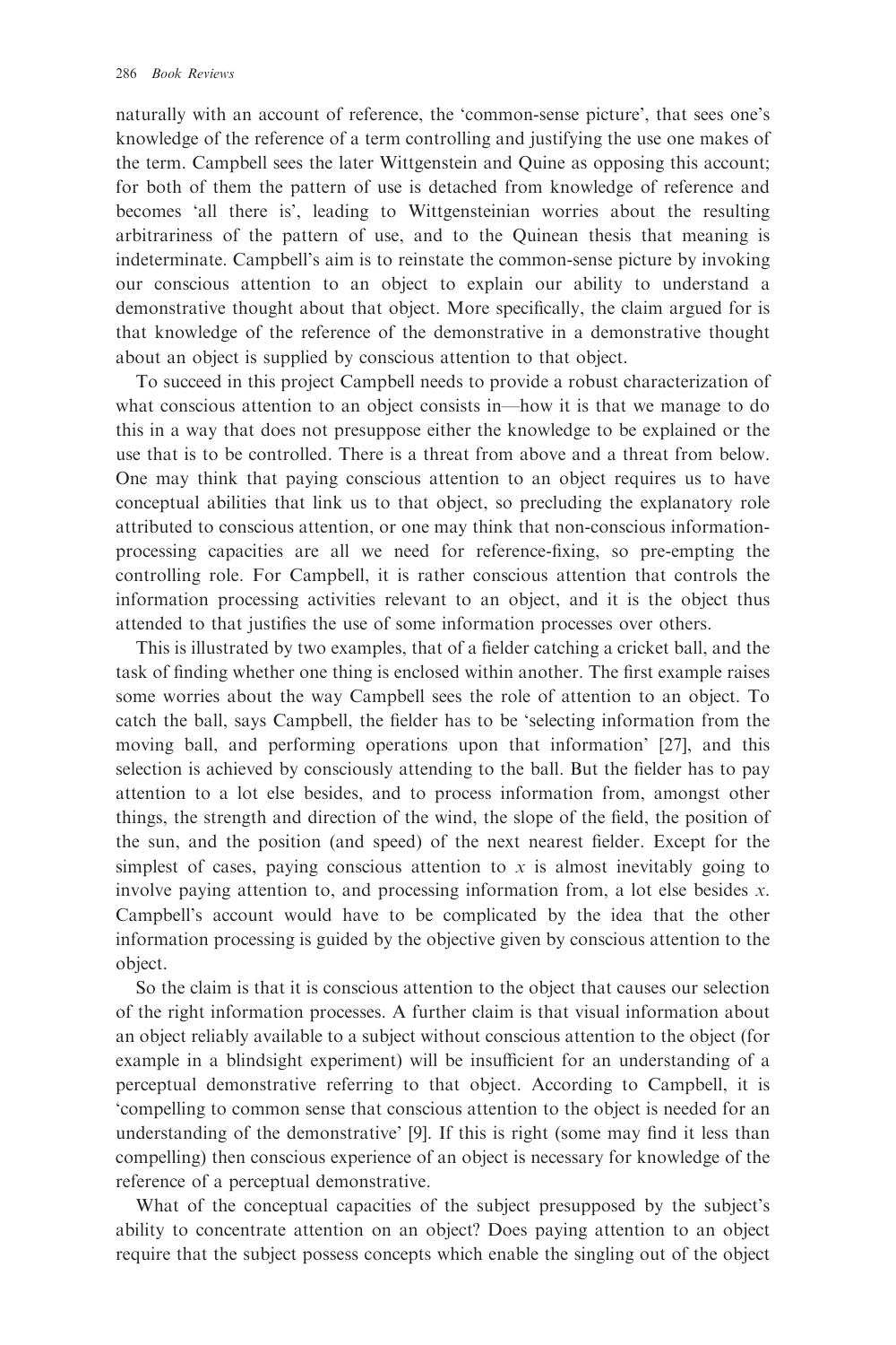naturally with an account of reference, the 'common-sense picture', that sees one's knowledge of the reference of a term controlling and justifying the use one makes of the term. Campbell sees the later Wittgenstein and Quine as opposing this account; for both of them the pattern of use is detached from knowledge of reference and becomes 'all there is', leading to Wittgensteinian worries about the resulting arbitrariness of the pattern of use, and to the Quinean thesis that meaning is indeterminate. Campbell's aim is to reinstate the common-sense picture by invoking our conscious attention to an object to explain our ability to understand a demonstrative thought about that object. More specifically, the claim argued for is that knowledge of the reference of the demonstrative in a demonstrative thought about an object is supplied by conscious attention to that object.

To succeed in this project Campbell needs to provide a robust characterization of what conscious attention to an object consists in—how it is that we manage to do this in a way that does not presuppose either the knowledge to be explained or the use that is to be controlled. There is a threat from above and a threat from below. One may think that paying conscious attention to an object requires us to have conceptual abilities that link us to that object, so precluding the explanatory role attributed to conscious attention, or one may think that non-conscious information-processing capacities are all we need for reference-fixing, so pre-empting the controlling role. For Campbell, it is rather conscious attention that controls the information processing activities relevant to an object, and it is the object thus attended to that justifies the use of some information processes over others.

This is illustrated by two examples, that of a fielder catching a cricket ball, and the task of finding whether one thing is enclosed within another. The first example raises some worries about the way Campbell sees the role of attention to an object. To catch the ball, says Campbell, the fielder has to be 'selecting information from the moving ball, and performing operations upon that information' [27], and this selection is achieved by consciously attending to the ball. But the fielder has to pay attention to a lot else besides, and to process information from, amongst other things, the strength and direction of the wind, the slope of the field, the position of the sun, and the position (and speed) of the next nearest fielder. Except for the simplest of cases, paying conscious attention to $x$ is almost inevitably going to involve paying attention to, and processing information from, a lot else besides $x$. Campbell's account would have to be complicated by the idea that the other information processing is guided by the objective given by conscious attention to the object.

So the claim is that it is conscious attention to the object that causes our selection of the right information processes. A further claim is that visual information about an object reliably available to a subject without conscious attention to the object (for example in a blindsight experiment) will be insufficient for an understanding of a perceptual demonstrative referring to that object. According to Campbell, it is 'compelling to common sense that conscious attention to the object is needed for an understanding of the demonstrative' [9]. If this is right (some may find it less than compelling) then conscious experience of an object is necessary for knowledge of the reference of a perceptual demonstrative.

What of the conceptual capacities of the subject presupposed by the subject's ability to concentrate attention on an object? Does paying attention to an object require that the subject possess concepts which enable the singling out of the object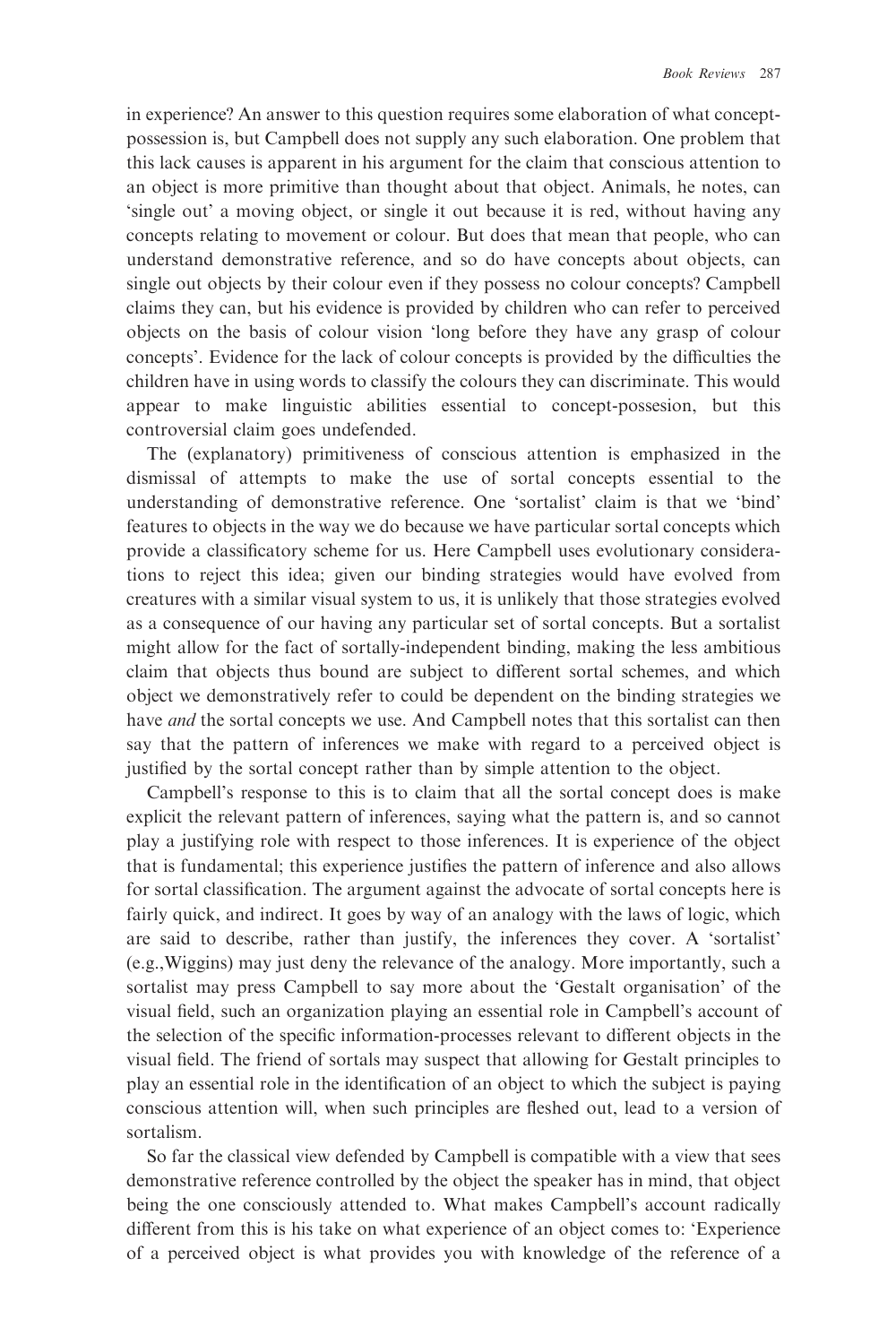in experience? An answer to this question requires some elaboration of what concept-possession is, but Campbell does not supply any such elaboration. One problem that this lack causes is apparent in his argument for the claim that conscious attention to an object is more primitive than thought about that object. Animals, he notes, can 'single out' a moving object, or single it out because it is red, without having any concepts relating to movement or colour. But does that mean that people, who can understand demonstrative reference, and so do have concepts about objects, can single out objects by their colour even if they possess no colour concepts? Campbell claims they can, but his evidence is provided by children who can refer to perceived objects on the basis of colour vision 'long before they have any grasp of colour concepts'. Evidence for the lack of colour concepts is provided by the difficulties the children have in using words to classify the colours they can discriminate. This would appear to make linguistic abilities essential to concept-possesion, but this controversial claim goes undefended.

The (explanatory) primitiveness of conscious attention is emphasized in the dismissal of attempts to make the use of sortal concepts essential to the understanding of demonstrative reference. One 'sortalist' claim is that we 'bind' features to objects in the way we do because we have particular sortal concepts which provide a classificatory scheme for us. Here Campbell uses evolutionary considerations to reject this idea; given our binding strategies would have evolved from creatures with a similar visual system to us, it is unlikely that those strategies evolved as a consequence of our having any particular set of sortal concepts. But a sortalist might allow for the fact of sortally-independent binding, making the less ambitious claim that objects thus bound are subject to different sortal schemes, and which object we demonstratively refer to could be dependent on the binding strategies we have *and* the sortal concepts we use. And Campbell notes that this sortalist can then say that the pattern of inferences we make with regard to a perceived object is justified by the sortal concept rather than by simple attention to the object.

Campbell's response to this is to claim that all the sortal concept does is make explicit the relevant pattern of inferences, saying what the pattern is, and so cannot play a justifying role with respect to those inferences. It is experience of the object that is fundamental; this experience justifies the pattern of inference and also allows for sortal classification. The argument against the advocate of sortal concepts here is fairly quick, and indirect. It goes by way of an analogy with the laws of logic, which are said to describe, rather than justify, the inferences they cover. A 'sortalist' (e.g.,Wiggins) may just deny the relevance of the analogy. More importantly, such a sortalist may press Campbell to say more about the 'Gestalt organisation' of the visual field, such an organization playing an essential role in Campbell's account of the selection of the specific information-processes relevant to different objects in the visual field. The friend of sortals may suspect that allowing for Gestalt principles to play an essential role in the identification of an object to which the subject is paying conscious attention will, when such principles are fleshed out, lead to a version of sortalism.

So far the classical view defended by Campbell is compatible with a view that sees demonstrative reference controlled by the object the speaker has in mind, that object being the one consciously attended to. What makes Campbell's account radically different from this is his take on what experience of an object comes to: 'Experience of a perceived object is what provides you with knowledge of the reference of a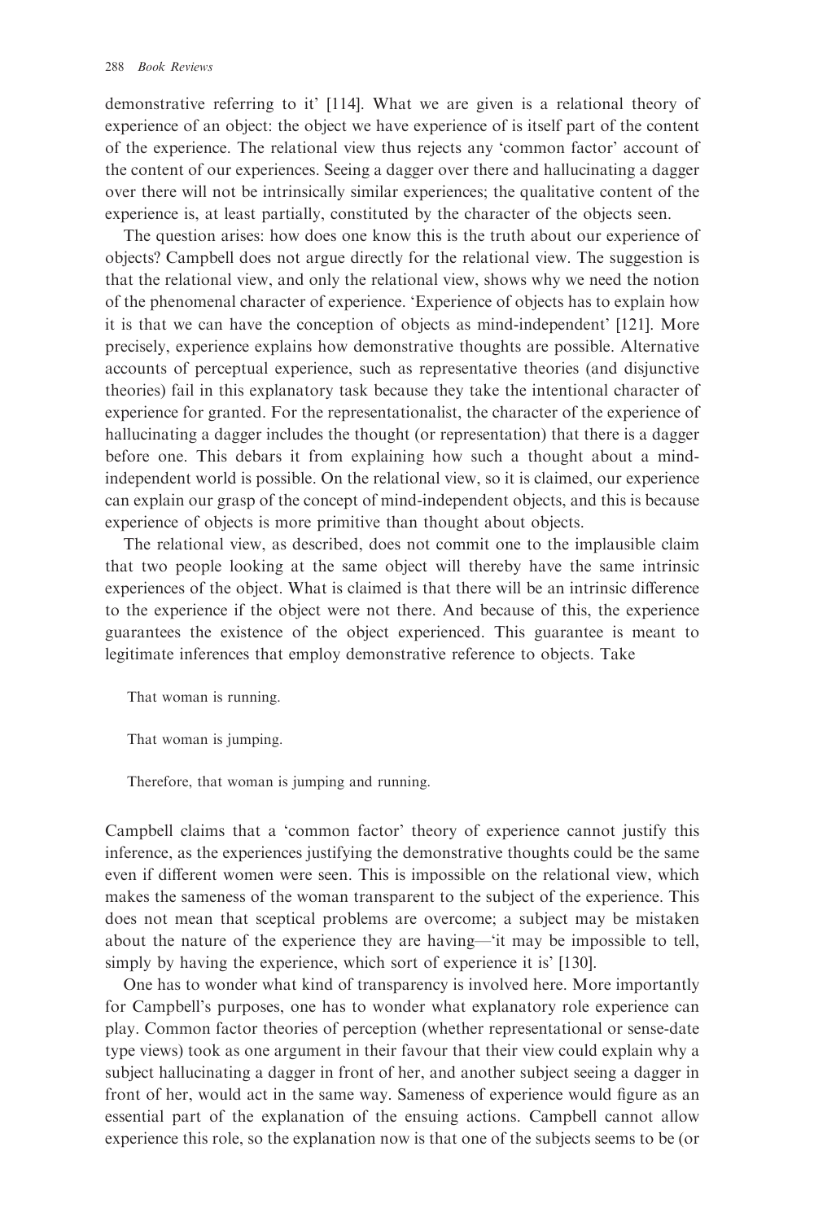demonstrative referring to it' [114]. What we are given is a relational theory of experience of an object: the object we have experience of is itself part of the content of the experience. The relational view thus rejects any 'common factor' account of the content of our experiences. Seeing a dagger over there and hallucinating a dagger over there will not be intrinsically similar experiences; the qualitative content of the experience is, at least partially, constituted by the character of the objects seen.

The question arises: how does one know this is the truth about our experience of objects? Campbell does not argue directly for the relational view. The suggestion is that the relational view, and only the relational view, shows why we need the notion of the phenomenal character of experience. 'Experience of objects has to explain how it is that we can have the conception of objects as mind-independent' [121]. More precisely, experience explains how demonstrative thoughts are possible. Alternative accounts of perceptual experience, such as representative theories (and disjunctive theories) fail in this explanatory task because they take the intentional character of experience for granted. For the representationalist, the character of the experience of hallucinating a dagger includes the thought (or representation) that there is a dagger before one. This debars it from explaining how such a thought about a mind-independent world is possible. On the relational view, so it is claimed, our experience can explain our grasp of the concept of mind-independent objects, and this is because experience of objects is more primitive than thought about objects.

The relational view, as described, does not commit one to the implausible claim that two people looking at the same object will thereby have the same intrinsic experiences of the object. What is claimed is that there will be an intrinsic difference to the experience if the object were not there. And because of this, the experience guarantees the existence of the object experienced. This guarantee is meant to legitimate inferences that employ demonstrative reference to objects. Take

That woman is running.

That woman is jumping.

Therefore, that woman is jumping and running.

Campbell claims that a 'common factor' theory of experience cannot justify this inference, as the experiences justifying the demonstrative thoughts could be the same even if different women were seen. This is impossible on the relational view, which makes the sameness of the woman transparent to the subject of the experience. This does not mean that sceptical problems are overcome; a subject may be mistaken about the nature of the experience they are having—'it may be impossible to tell, simply by having the experience, which sort of experience it is' [130].

One has to wonder what kind of transparency is involved here. More importantly for Campbell's purposes, one has to wonder what explanatory role experience can play. Common factor theories of perception (whether representational or sense-date type views) took as one argument in their favour that their view could explain why a subject hallucinating a dagger in front of her, and another subject seeing a dagger in front of her, would act in the same way. Sameness of experience would figure as an essential part of the explanation of the ensuing actions. Campbell cannot allow experience this role, so the explanation now is that one of the subjects seems to be (or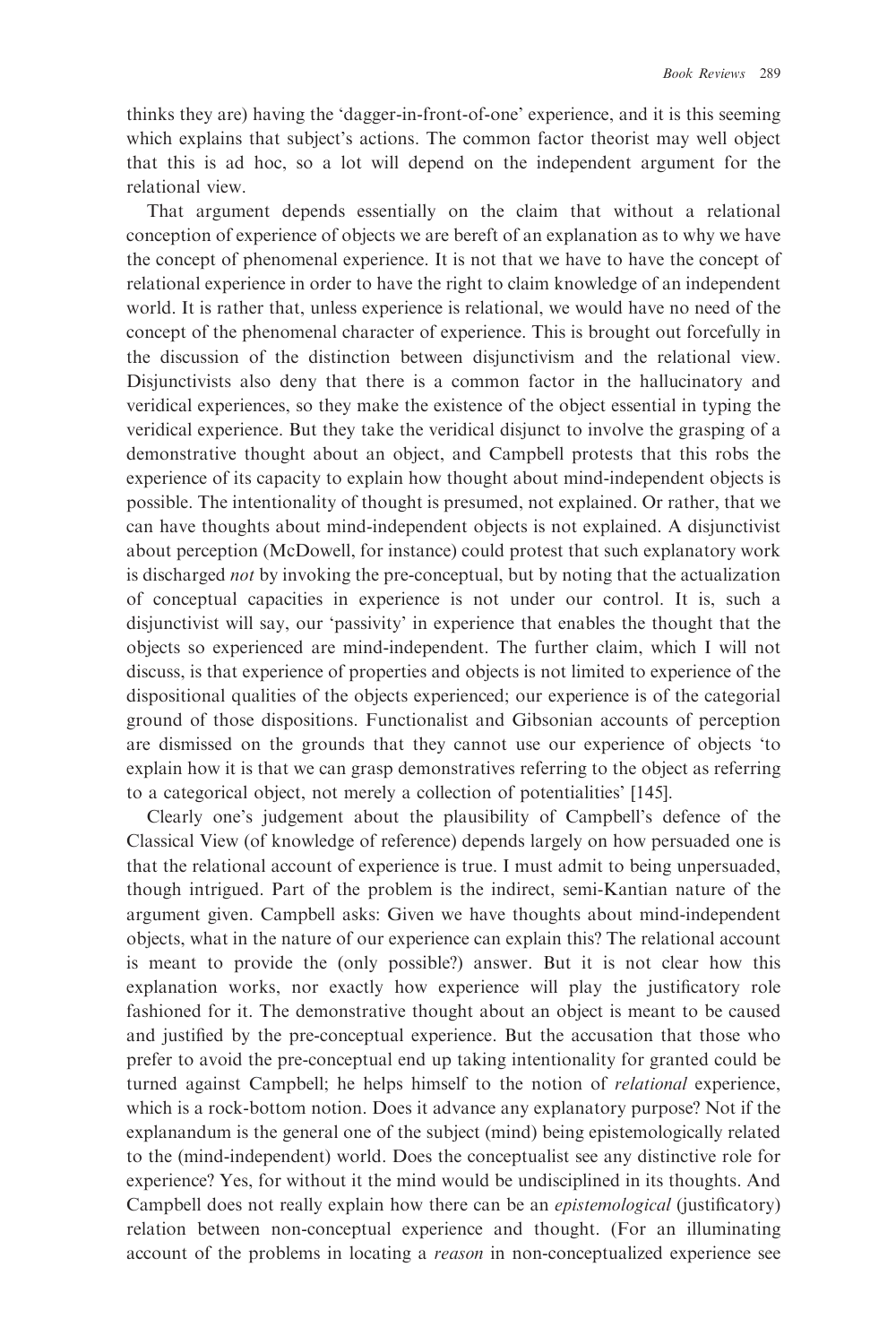thinks they are) having the 'dagger-in-front-of-one' experience, and it is this seeming which explains that subject's actions. The common factor theorist may well object that this is ad hoc, so a lot will depend on the independent argument for the relational view.

That argument depends essentially on the claim that without a relational conception of experience of objects we are bereft of an explanation as to why we have the concept of phenomenal experience. It is not that we have to have the concept of relational experience in order to have the right to claim knowledge of an independent world. It is rather that, unless experience is relational, we would have no need of the concept of the phenomenal character of experience. This is brought out forcefully in the discussion of the distinction between disjunctivism and the relational view. Disjunctivists also deny that there is a common factor in the hallucinatory and veridical experiences, so they make the existence of the object essential in typing the veridical experience. But they take the veridical disjunct to involve the grasping of a demonstrative thought about an object, and Campbell protests that this robs the experience of its capacity to explain how thought about mind-independent objects is possible. The intentionality of thought is presumed, not explained. Or rather, that we can have thoughts about mind-independent objects is not explained. A disjunctivist about perception (McDowell, for instance) could protest that such explanatory work is discharged *not* by invoking the pre-conceptual, but by noting that the actualization of conceptual capacities in experience is not under our control. It is, such a disjunctivist will say, our 'passivity' in experience that enables the thought that the objects so experienced are mind-independent. The further claim, which I will not discuss, is that experience of properties and objects is not limited to experience of the dispositional qualities of the objects experienced; our experience is of the categorial ground of those dispositions. Functionalist and Gibsonian accounts of perception are dismissed on the grounds that they cannot use our experience of objects 'to explain how it is that we can grasp demonstratives referring to the object as referring to a categorical object, not merely a collection of potentialities' [145].

Clearly one's judgement about the plausibility of Campbell's defence of the Classical View (of knowledge of reference) depends largely on how persuaded one is that the relational account of experience is true. I must admit to being unpersuaded, though intrigued. Part of the problem is the indirect, semi-Kantian nature of the argument given. Campbell asks: Given we have thoughts about mind-independent objects, what in the nature of our experience can explain this? The relational account is meant to provide the (only possible?) answer. But it is not clear how this explanation works, nor exactly how experience will play the justificatory role fashioned for it. The demonstrative thought about an object is meant to be caused and justified by the pre-conceptual experience. But the accusation that those who prefer to avoid the pre-conceptual end up taking intentionality for granted could be turned against Campbell; he helps himself to the notion of *relational* experience, which is a rock-bottom notion. Does it advance any explanatory purpose? Not if the explanandum is the general one of the subject (mind) being epistemologically related to the (mind-independent) world. Does the conceptualist see any distinctive role for experience? Yes, for without it the mind would be undisciplined in its thoughts. And Campbell does not really explain how there can be an *epistemological* (justificatory) relation between non-conceptual experience and thought. (For an illuminating account of the problems in locating a *reason* in non-conceptualized experience see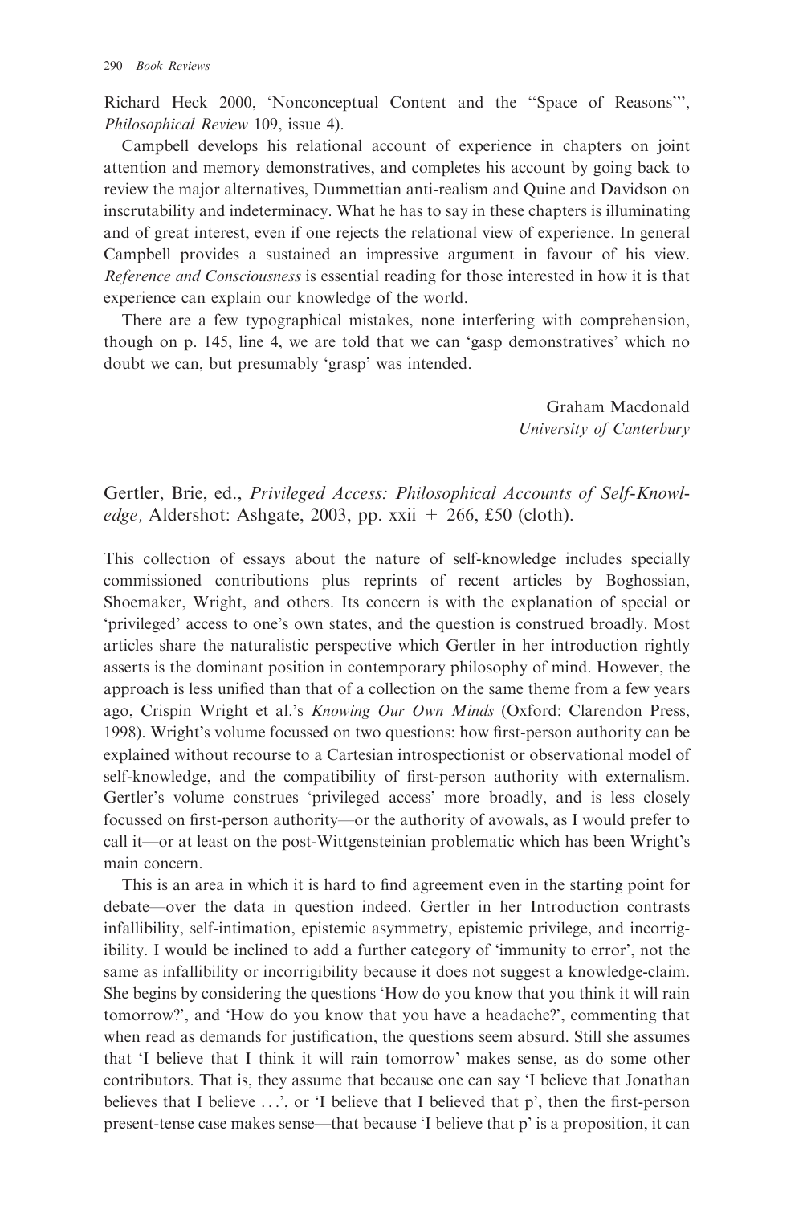Richard Heck 2000, 'Nonconceptual Content and the "Space of Reasons"', *Philosophical Review* 109, issue 4).

Campbell develops his relational account of experience in chapters on joint attention and memory demonstratives, and completes his account by going back to review the major alternatives, Dummettian anti-realism and Quine and Davidson on inscrutability and indeterminacy. What he has to say in these chapters is illuminating and of great interest, even if one rejects the relational view of experience. In general Campbell provides a sustained an impressive argument in favour of his view. *Reference and Consciousness* is essential reading for those interested in how it is that experience can explain our knowledge of the world.

There are a few typographical mistakes, none interfering with comprehension, though on p. 145, line 4, we are told that we can 'gasp demonstratives' which no doubt we can, but presumably 'grasp' was intended.

Graham Macdonald
*University of Canterbury*

Gertler, Brie, ed., *Privileged Access: Philosophical Accounts of Self-Knowledge,* Aldershot: Ashgate, 2003, pp. xxii + 266, £50 (cloth).

This collection of essays about the nature of self-knowledge includes specially commissioned contributions plus reprints of recent articles by Boghossian, Shoemaker, Wright, and others. Its concern is with the explanation of special or 'privileged' access to one's own states, and the question is construed broadly. Most articles share the naturalistic perspective which Gertler in her introduction rightly asserts is the dominant position in contemporary philosophy of mind. However, the approach is less unified than that of a collection on the same theme from a few years ago, Crispin Wright et al.'s *Knowing Our Own Minds* (Oxford: Clarendon Press, 1998). Wright's volume focussed on two questions: how first-person authority can be explained without recourse to a Cartesian introspectionist or observational model of self-knowledge, and the compatibility of first-person authority with externalism. Gertler's volume construes 'privileged access' more broadly, and is less closely focussed on first-person authority—or the authority of avowals, as I would prefer to call it—or at least on the post-Wittgensteinian problematic which has been Wright's main concern.

This is an area in which it is hard to find agreement even in the starting point for debate—over the data in question indeed. Gertler in her Introduction contrasts infallibility, self-intimation, epistemic asymmetry, epistemic privilege, and incorrigibility. I would be inclined to add a further category of 'immunity to error', not the same as infallibility or incorrigibility because it does not suggest a knowledge-claim. She begins by considering the questions 'How do you know that you think it will rain tomorrow?', and 'How do you know that you have a headache?', commenting that when read as demands for justification, the questions seem absurd. Still she assumes that 'I believe that I think it will rain tomorrow' makes sense, as do some other contributors. That is, they assume that because one can say 'I believe that Jonathan believes that I believe ...', or 'I believe that I believed that p', then the first-person present-tense case makes sense—that because 'I believe that p' is a proposition, it can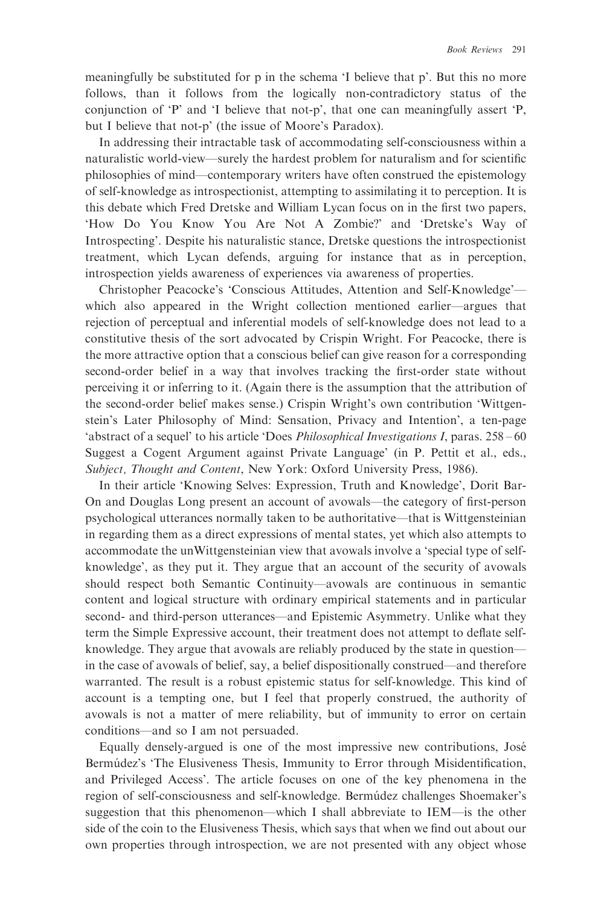meaningfully be substituted for p in the schema 'I believe that p'. But this no more follows, than it follows from the logically non-contradictory status of the conjunction of 'P' and 'I believe that not-p', that one can meaningfully assert 'P, but I believe that not-p' (the issue of Moore's Paradox).

In addressing their intractable task of accommodating self-consciousness within a naturalistic world-view—surely the hardest problem for naturalism and for scientific philosophies of mind—contemporary writers have often construed the epistemology of self-knowledge as introspectionist, attempting to assimilating it to perception. It is this debate which Fred Dretske and William Lycan focus on in the first two papers, 'How Do You Know You Are Not A Zombie?' and 'Dretske's Way of Introspecting'. Despite his naturalistic stance, Dretske questions the introspectionist treatment, which Lycan defends, arguing for instance that as in perception, introspection yields awareness of experiences via awareness of properties.

Christopher Peacocke's 'Conscious Attitudes, Attention and Self-Knowledge'—which also appeared in the Wright collection mentioned earlier—argues that rejection of perceptual and inferential models of self-knowledge does not lead to a constitutive thesis of the sort advocated by Crispin Wright. For Peacocke, there is the more attractive option that a conscious belief can give reason for a corresponding second-order belief in a way that involves tracking the first-order state without perceiving it or inferring to it. (Again there is the assumption that the attribution of the second-order belief makes sense.) Crispin Wright's own contribution 'Wittgenstein's Later Philosophy of Mind: Sensation, Privacy and Intention', a ten-page 'abstract of a sequel' to his article 'Does *Philosophical Investigations I*, paras. 258–60 Suggest a Cogent Argument against Private Language' (in P. Pettit et al., eds., *Subject, Thought and Content*, New York: Oxford University Press, 1986).

In their article 'Knowing Selves: Expression, Truth and Knowledge', Dorit Bar-On and Douglas Long present an account of avowals—the category of first-person psychological utterances normally taken to be authoritative—that is Wittgensteinian in regarding them as a direct expressions of mental states, yet which also attempts to accommodate the unWittgensteinian view that avowals involve a 'special type of self-knowledge', as they put it. They argue that an account of the security of avowals should respect both Semantic Continuity—avowals are continuous in semantic content and logical structure with ordinary empirical statements and in particular second- and third-person utterances—and Epistemic Asymmetry. Unlike what they term the Simple Expressive account, their treatment does not attempt to deflate self-knowledge. They argue that avowals are reliably produced by the state in question—in the case of avowals of belief, say, a belief dispositionally construed—and therefore warranted. The result is a robust epistemic status for self-knowledge. This kind of account is a tempting one, but I feel that properly construed, the authority of avowals is not a matter of mere reliability, but of immunity to error on certain conditions—and so I am not persuaded.

Equally densely-argued is one of the most impressive new contributions, José Bermúdez's 'The Elusiveness Thesis, Immunity to Error through Misidentification, and Privileged Access'. The article focuses on one of the key phenomena in the region of self-consciousness and self-knowledge. Bermúdez challenges Shoemaker's suggestion that this phenomenon—which I shall abbreviate to IEM—is the other side of the coin to the Elusiveness Thesis, which says that when we find out about our own properties through introspection, we are not presented with any object whose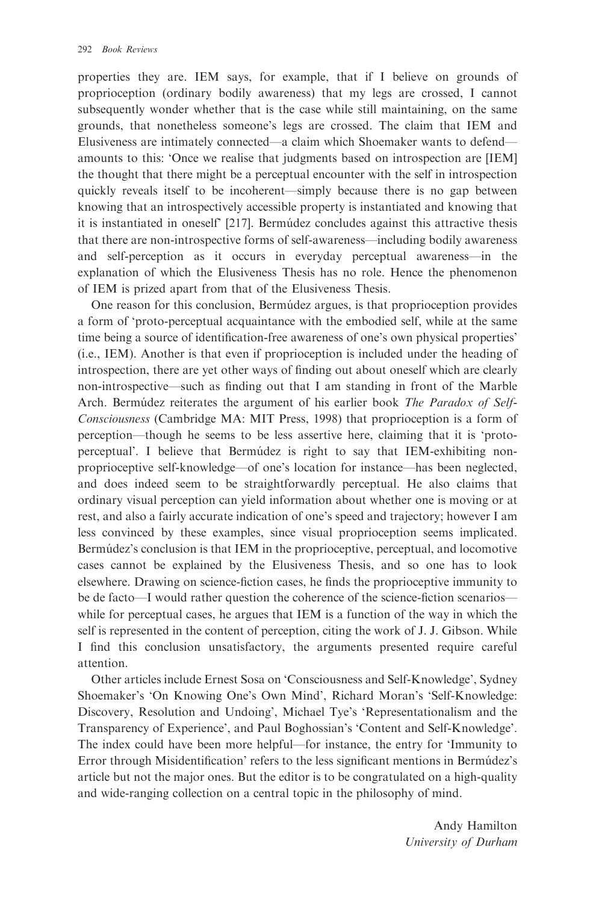properties they are. IEM says, for example, that if I believe on grounds of proprioception (ordinary bodily awareness) that my legs are crossed, I cannot subsequently wonder whether that is the case while still maintaining, on the same grounds, that nonetheless someone's legs are crossed. The claim that IEM and Elusiveness are intimately connected—a claim which Shoemaker wants to defend—amounts to this: 'Once we realise that judgments based on introspection are [IEM] the thought that there might be a perceptual encounter with the self in introspection quickly reveals itself to be incoherent—simply because there is no gap between knowing that an introspectively accessible property is instantiated and knowing that it is instantiated in oneself' [217]. Bermúdez concludes against this attractive thesis that there are non-introspective forms of self-awareness—including bodily awareness and self-perception as it occurs in everyday perceptual awareness—in the explanation of which the Elusiveness Thesis has no role. Hence the phenomenon of IEM is prized apart from that of the Elusiveness Thesis.

One reason for this conclusion, Bermúdez argues, is that proprioception provides a form of 'proto-perceptual acquaintance with the embodied self, while at the same time being a source of identification-free awareness of one's own physical properties' (i.e., IEM). Another is that even if proprioception is included under the heading of introspection, there are yet other ways of finding out about oneself which are clearly non-introspective—such as finding out that I am standing in front of the Marble Arch. Bermúdez reiterates the argument of his earlier book *The Paradox of Self-Consciousness* (Cambridge MA: MIT Press, 1998) that proprioception is a form of perception—though he seems to be less assertive here, claiming that it is 'proto-perceptual'. I believe that Bermúdez is right to say that IEM-exhibiting non-proprioceptive self-knowledge—of one's location for instance—has been neglected, and does indeed seem to be straightforwardly perceptual. He also claims that ordinary visual perception can yield information about whether one is moving or at rest, and also a fairly accurate indication of one's speed and trajectory; however I am less convinced by these examples, since visual proprioception seems implicated. Bermúdez's conclusion is that IEM in the proprioceptive, perceptual, and locomotive cases cannot be explained by the Elusiveness Thesis, and so one has to look elsewhere. Drawing on science-fiction cases, he finds the proprioceptive immunity to be de facto—I would rather question the coherence of the science-fiction scenarios—while for perceptual cases, he argues that IEM is a function of the way in which the self is represented in the content of perception, citing the work of J. J. Gibson. While I find this conclusion unsatisfactory, the arguments presented require careful attention.

Other articles include Ernest Sosa on 'Consciousness and Self-Knowledge', Sydney Shoemaker's 'On Knowing One's Own Mind', Richard Moran's 'Self-Knowledge: Discovery, Resolution and Undoing', Michael Tye's 'Representationalism and the Transparency of Experience', and Paul Boghossian's 'Content and Self-Knowledge'. The index could have been more helpful—for instance, the entry for 'Immunity to Error through Misidentification' refers to the less significant mentions in Bermúdez's article but not the major ones. But the editor is to be congratulated on a high-quality and wide-ranging collection on a central topic in the philosophy of mind.

Andy Hamilton
*University of Durham*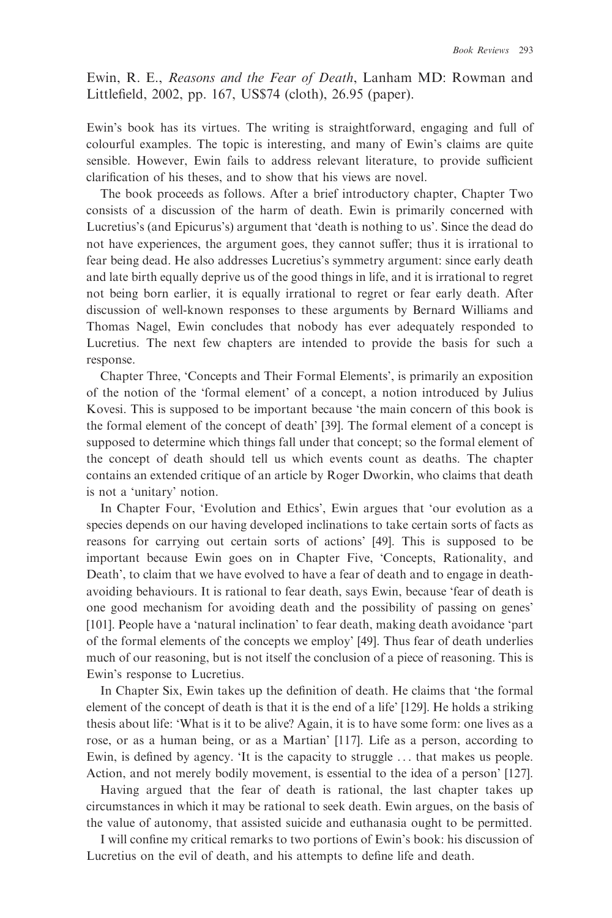Ewin, R. E., *Reasons and the Fear of Death*, Lanham MD: Rowman and Littlefield, 2002, pp. 167, US$74 (cloth), 26.95 (paper).

Ewin's book has its virtues. The writing is straightforward, engaging and full of colourful examples. The topic is interesting, and many of Ewin's claims are quite sensible. However, Ewin fails to address relevant literature, to provide sufficient clarification of his theses, and to show that his views are novel.

The book proceeds as follows. After a brief introductory chapter, Chapter Two consists of a discussion of the harm of death. Ewin is primarily concerned with Lucretius's (and Epicurus's) argument that 'death is nothing to us'. Since the dead do not have experiences, the argument goes, they cannot suffer; thus it is irrational to fear being dead. He also addresses Lucretius's symmetry argument: since early death and late birth equally deprive us of the good things in life, and it is irrational to regret not being born earlier, it is equally irrational to regret or fear early death. After discussion of well-known responses to these arguments by Bernard Williams and Thomas Nagel, Ewin concludes that nobody has ever adequately responded to Lucretius. The next few chapters are intended to provide the basis for such a response.

Chapter Three, 'Concepts and Their Formal Elements', is primarily an exposition of the notion of the 'formal element' of a concept, a notion introduced by Julius Kovesi. This is supposed to be important because 'the main concern of this book is the formal element of the concept of death' [39]. The formal element of a concept is supposed to determine which things fall under that concept; so the formal element of the concept of death should tell us which events count as deaths. The chapter contains an extended critique of an article by Roger Dworkin, who claims that death is not a 'unitary' notion.

In Chapter Four, 'Evolution and Ethics', Ewin argues that 'our evolution as a species depends on our having developed inclinations to take certain sorts of facts as reasons for carrying out certain sorts of actions' [49]. This is supposed to be important because Ewin goes on in Chapter Five, 'Concepts, Rationality, and Death', to claim that we have evolved to have a fear of death and to engage in death-avoiding behaviours. It is rational to fear death, says Ewin, because 'fear of death is one good mechanism for avoiding death and the possibility of passing on genes' [101]. People have a 'natural inclination' to fear death, making death avoidance 'part of the formal elements of the concepts we employ' [49]. Thus fear of death underlies much of our reasoning, but is not itself the conclusion of a piece of reasoning. This is Ewin's response to Lucretius.

In Chapter Six, Ewin takes up the definition of death. He claims that 'the formal element of the concept of death is that it is the end of a life' [129]. He holds a striking thesis about life: 'What is it to be alive? Again, it is to have some form: one lives as a rose, or as a human being, or as a Martian' [117]. Life as a person, according to Ewin, is defined by agency. 'It is the capacity to struggle ... that makes us people. Action, and not merely bodily movement, is essential to the idea of a person' [127].

Having argued that the fear of death is rational, the last chapter takes up circumstances in which it may be rational to seek death. Ewin argues, on the basis of the value of autonomy, that assisted suicide and euthanasia ought to be permitted.

I will confine my critical remarks to two portions of Ewin's book: his discussion of Lucretius on the evil of death, and his attempts to define life and death.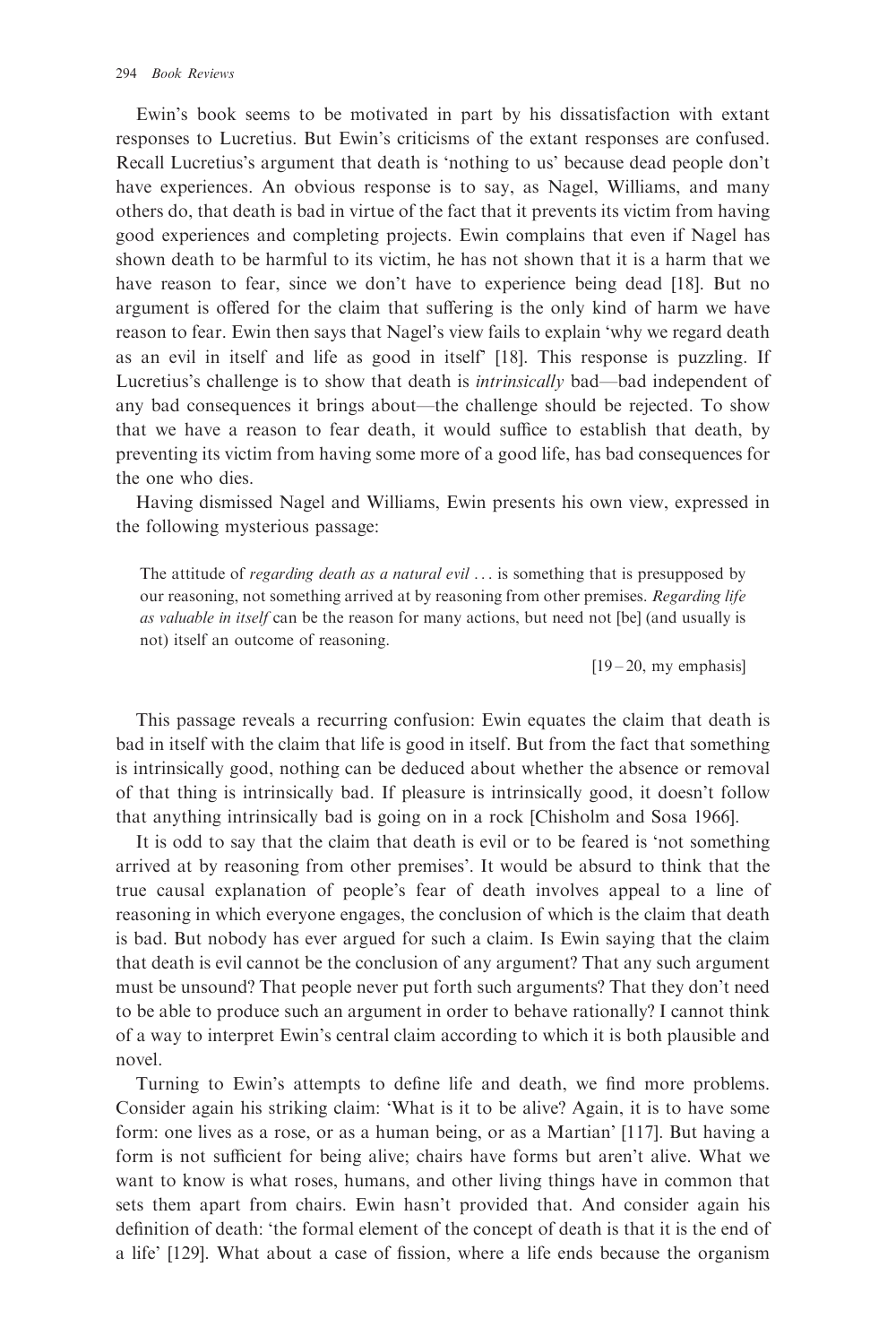Ewin's book seems to be motivated in part by his dissatisfaction with extant responses to Lucretius. But Ewin's criticisms of the extant responses are confused. Recall Lucretius's argument that death is 'nothing to us' because dead people don't have experiences. An obvious response is to say, as Nagel, Williams, and many others do, that death is bad in virtue of the fact that it prevents its victim from having good experiences and completing projects. Ewin complains that even if Nagel has shown death to be harmful to its victim, he has not shown that it is a harm that we have reason to fear, since we don't have to experience being dead [18]. But no argument is offered for the claim that suffering is the only kind of harm we have reason to fear. Ewin then says that Nagel's view fails to explain 'why we regard death as an evil in itself and life as good in itself' [18]. This response is puzzling. If Lucretius's challenge is to show that death is *intrinsically* bad—bad independent of any bad consequences it brings about—the challenge should be rejected. To show that we have a reason to fear death, it would suffice to establish that death, by preventing its victim from having some more of a good life, has bad consequences for the one who dies.

Having dismissed Nagel and Williams, Ewin presents his own view, expressed in the following mysterious passage:

> The attitude of *regarding death as a natural evil* ... is something that is presupposed by our reasoning, not something arrived at by reasoning from other premises. *Regarding life as valuable in itself* can be the reason for many actions, but need not [be] (and usually is not) itself an outcome of reasoning.
>
> [19–20, my emphasis]

This passage reveals a recurring confusion: Ewin equates the claim that death is bad in itself with the claim that life is good in itself. But from the fact that something is intrinsically good, nothing can be deduced about whether the absence or removal of that thing is intrinsically bad. If pleasure is intrinsically good, it doesn't follow that anything intrinsically bad is going on in a rock [Chisholm and Sosa 1966].

It is odd to say that the claim that death is evil or to be feared is 'not something arrived at by reasoning from other premises'. It would be absurd to think that the true causal explanation of people's fear of death involves appeal to a line of reasoning in which everyone engages, the conclusion of which is the claim that death is bad. But nobody has ever argued for such a claim. Is Ewin saying that the claim that death is evil cannot be the conclusion of any argument? That any such argument must be unsound? That people never put forth such arguments? That they don't need to be able to produce such an argument in order to behave rationally? I cannot think of a way to interpret Ewin's central claim according to which it is both plausible and novel.

Turning to Ewin's attempts to define life and death, we find more problems. Consider again his striking claim: 'What is it to be alive? Again, it is to have some form: one lives as a rose, or as a human being, or as a Martian' [117]. But having a form is not sufficient for being alive; chairs have forms but aren't alive. What we want to know is what roses, humans, and other living things have in common that sets them apart from chairs. Ewin hasn't provided that. And consider again his definition of death: 'the formal element of the concept of death is that it is the end of a life' [129]. What about a case of fission, where a life ends because the organism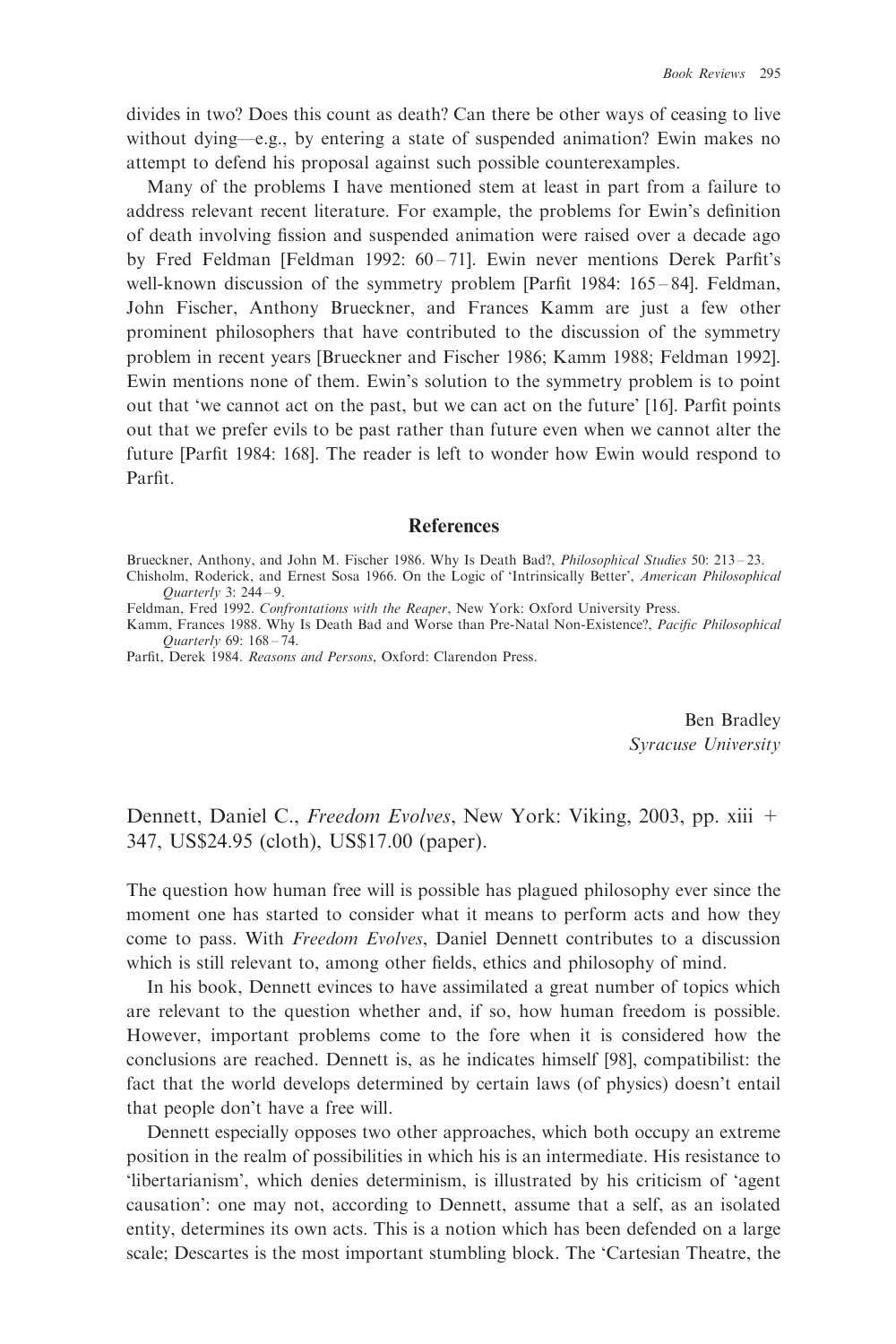divides in two? Does this count as death? Can there be other ways of ceasing to live without dying—e.g., by entering a state of suspended animation? Ewin makes no attempt to defend his proposal against such possible counterexamples.

Many of the problems I have mentioned stem at least in part from a failure to address relevant recent literature. For example, the problems for Ewin's definition of death involving fission and suspended animation were raised over a decade ago by Fred Feldman [Feldman 1992: 60 – 71]. Ewin never mentions Derek Parfit's well-known discussion of the symmetry problem [Parfit 1984: 165 – 84]. Feldman, John Fischer, Anthony Brueckner, and Frances Kamm are just a few other prominent philosophers that have contributed to the discussion of the symmetry problem in recent years [Brueckner and Fischer 1986; Kamm 1988; Feldman 1992]. Ewin mentions none of them. Ewin's solution to the symmetry problem is to point out that 'we cannot act on the past, but we can act on the future' [16]. Parfit points out that we prefer evils to be past rather than future even when we cannot alter the future [Parfit 1984: 168]. The reader is left to wonder how Ewin would respond to Parfit.

### References

Brueckner, Anthony, and John M. Fischer 1986. Why Is Death Bad?, *Philosophical Studies* 50: 213 – 23.

Chisholm, Roderick, and Ernest Sosa 1966. On the Logic of 'Intrinsically Better', *American Philosophical Quarterly* 3: 244 – 9.

Feldman, Fred 1992. *Confrontations with the Reaper*, New York: Oxford University Press.

Kamm, Frances 1988. Why Is Death Bad and Worse than Pre-Natal Non-Existence?, *Pacific Philosophical Quarterly* 69: 168 – 74.

Parfit, Derek 1984. *Reasons and Persons*, Oxford: Clarendon Press.

Ben Bradley
*Syracuse University*

## Dennett, Daniel C., *Freedom Evolves*, New York: Viking, 2003, pp. xiii + 347, US$24.95 (cloth), US$17.00 (paper).

The question how human free will is possible has plagued philosophy ever since the moment one has started to consider what it means to perform acts and how they come to pass. With *Freedom Evolves*, Daniel Dennett contributes to a discussion which is still relevant to, among other fields, ethics and philosophy of mind.

In his book, Dennett evinces to have assimilated a great number of topics which are relevant to the question whether and, if so, how human freedom is possible. However, important problems come to the fore when it is considered how the conclusions are reached. Dennett is, as he indicates himself [98], compatibilist: the fact that the world develops determined by certain laws (of physics) doesn't entail that people don't have a free will.

Dennett especially opposes two other approaches, which both occupy an extreme position in the realm of possibilities in which his is an intermediate. His resistance to 'libertarianism', which denies determinism, is illustrated by his criticism of 'agent causation': one may not, according to Dennett, assume that a self, as an isolated entity, determines its own acts. This is a notion which has been defended on a large scale; Descartes is the most important stumbling block. The 'Cartesian Theatre, the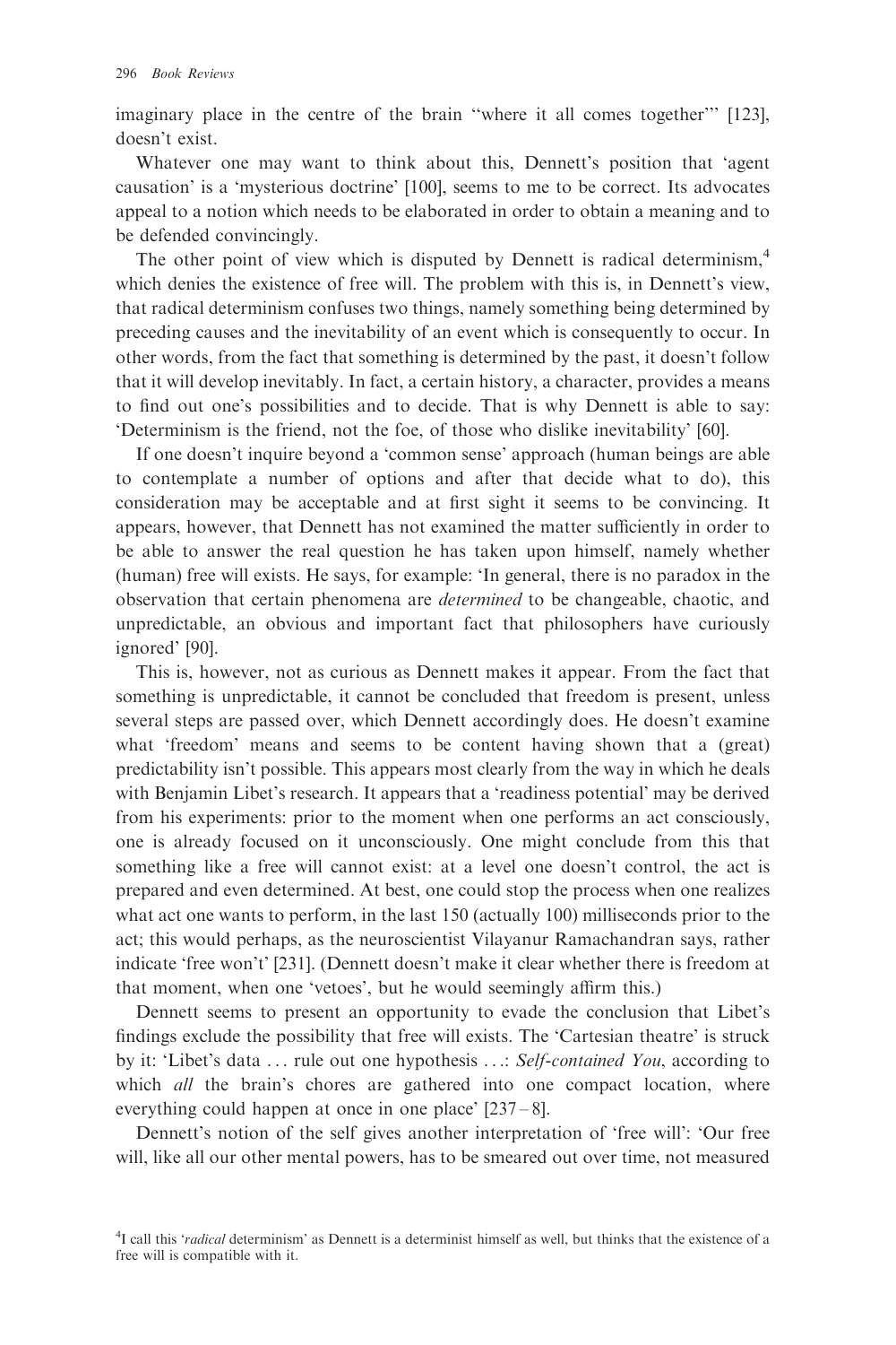imaginary place in the centre of the brain "where it all comes together"' [123], doesn't exist.

Whatever one may want to think about this, Dennett's position that 'agent causation' is a 'mysterious doctrine' [100], seems to me to be correct. Its advocates appeal to a notion which needs to be elaborated in order to obtain a meaning and to be defended convincingly.

The other point of view which is disputed by Dennett is radical determinism,[4] which denies the existence of free will. The problem with this is, in Dennett's view, that radical determinism confuses two things, namely something being determined by preceding causes and the inevitability of an event which is consequently to occur. In other words, from the fact that something is determined by the past, it doesn't follow that it will develop inevitably. In fact, a certain history, a character, provides a means to find out one's possibilities and to decide. That is why Dennett is able to say: 'Determinism is the friend, not the foe, of those who dislike inevitability' [60].

If one doesn't inquire beyond a 'common sense' approach (human beings are able to contemplate a number of options and after that decide what to do), this consideration may be acceptable and at first sight it seems to be convincing. It appears, however, that Dennett has not examined the matter sufficiently in order to be able to answer the real question he has taken upon himself, namely whether (human) free will exists. He says, for example: 'In general, there is no paradox in the observation that certain phenomena are *determined* to be changeable, chaotic, and unpredictable, an obvious and important fact that philosophers have curiously ignored' [90].

This is, however, not as curious as Dennett makes it appear. From the fact that something is unpredictable, it cannot be concluded that freedom is present, unless several steps are passed over, which Dennett accordingly does. He doesn't examine what 'freedom' means and seems to be content having shown that a (great) predictability isn't possible. This appears most clearly from the way in which he deals with Benjamin Libet's research. It appears that a 'readiness potential' may be derived from his experiments: prior to the moment when one performs an act consciously, one is already focused on it unconsciously. One might conclude from this that something like a free will cannot exist: at a level one doesn't control, the act is prepared and even determined. At best, one could stop the process when one realizes what act one wants to perform, in the last 150 (actually 100) milliseconds prior to the act; this would perhaps, as the neuroscientist Vilayanur Ramachandran says, rather indicate 'free won't' [231]. (Dennett doesn't make it clear whether there is freedom at that moment, when one 'vetoes', but he would seemingly affirm this.)

Dennett seems to present an opportunity to evade the conclusion that Libet's findings exclude the possibility that free will exists. The 'Cartesian theatre' is struck by it: 'Libet's data . . . rule out one hypothesis . . .: *Self-contained You*, according to which *all* the brain's chores are gathered into one compact location, where everything could happen at once in one place' [237–8].

Dennett's notion of the self gives another interpretation of 'free will': 'Our free will, like all our other mental powers, has to be smeared out over time, not measured

[4] I call this '*radical* determinism' as Dennett is a determinist himself as well, but thinks that the existence of a free will is compatible with it.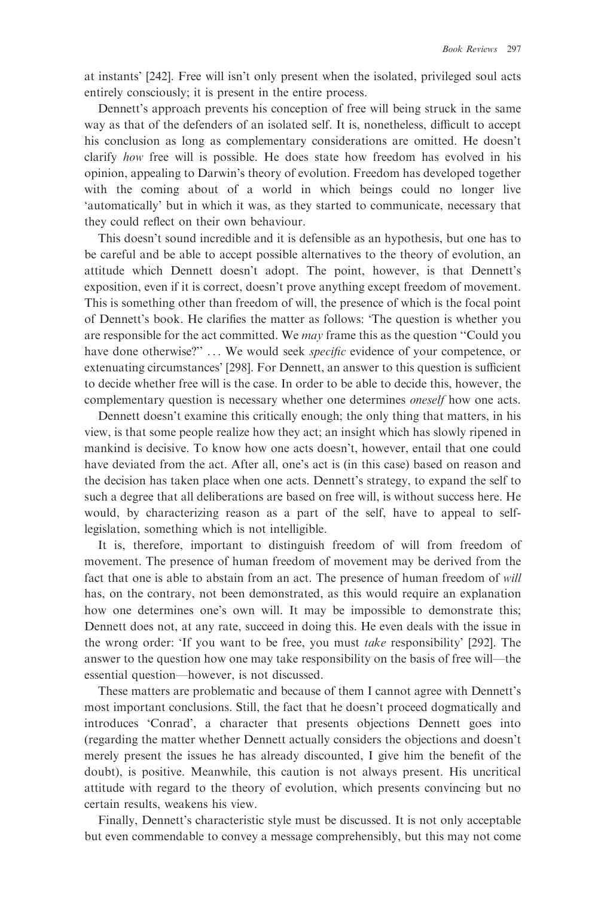at instants' [242]. Free will isn't only present when the isolated, privileged soul acts entirely consciously; it is present in the entire process.

Dennett's approach prevents his conception of free will being struck in the same way as that of the defenders of an isolated self. It is, nonetheless, difficult to accept his conclusion as long as complementary considerations are omitted. He doesn't clarify *how* free will is possible. He does state how freedom has evolved in his opinion, appealing to Darwin's theory of evolution. Freedom has developed together with the coming about of a world in which beings could no longer live 'automatically' but in which it was, as they started to communicate, necessary that they could reflect on their own behaviour.

This doesn't sound incredible and it is defensible as an hypothesis, but one has to be careful and be able to accept possible alternatives to the theory of evolution, an attitude which Dennett doesn't adopt. The point, however, is that Dennett's exposition, even if it is correct, doesn't prove anything except freedom of movement. This is something other than freedom of will, the presence of which is the focal point of Dennett's book. He clarifies the matter as follows: 'The question is whether you are responsible for the act committed. We *may* frame this as the question "Could you have done otherwise?" ... We would seek *specific* evidence of your competence, or extenuating circumstances' [298]. For Dennett, an answer to this question is sufficient to decide whether free will is the case. In order to be able to decide this, however, the complementary question is necessary whether one determines *oneself* how one acts.

Dennett doesn't examine this critically enough; the only thing that matters, in his view, is that some people realize how they act; an insight which has slowly ripened in mankind is decisive. To know how one acts doesn't, however, entail that one could have deviated from the act. After all, one's act is (in this case) based on reason and the decision has taken place when one acts. Dennett's strategy, to expand the self to such a degree that all deliberations are based on free will, is without success here. He would, by characterizing reason as a part of the self, have to appeal to self-legislation, something which is not intelligible.

It is, therefore, important to distinguish freedom of will from freedom of movement. The presence of human freedom of movement may be derived from the fact that one is able to abstain from an act. The presence of human freedom of *will* has, on the contrary, not been demonstrated, as this would require an explanation how one determines one's own will. It may be impossible to demonstrate this; Dennett does not, at any rate, succeed in doing this. He even deals with the issue in the wrong order: 'If you want to be free, you must *take* responsibility' [292]. The answer to the question how one may take responsibility on the basis of free will—the essential question—however, is not discussed.

These matters are problematic and because of them I cannot agree with Dennett's most important conclusions. Still, the fact that he doesn't proceed dogmatically and introduces 'Conrad', a character that presents objections Dennett goes into (regarding the matter whether Dennett actually considers the objections and doesn't merely present the issues he has already discounted, I give him the benefit of the doubt), is positive. Meanwhile, this caution is not always present. His uncritical attitude with regard to the theory of evolution, which presents convincing but no certain results, weakens his view.

Finally, Dennett's characteristic style must be discussed. It is not only acceptable but even commendable to convey a message comprehensibly, but this may not come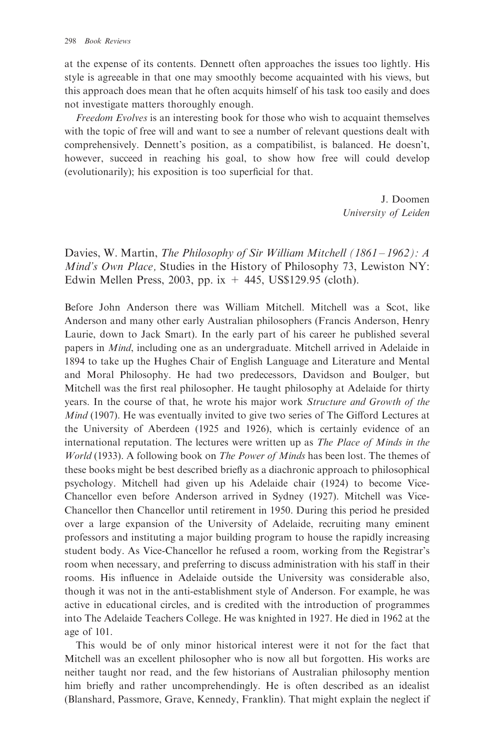at the expense of its contents. Dennett often approaches the issues too lightly. His style is agreeable in that one may smoothly become acquainted with his views, but this approach does mean that he often acquits himself of his task too easily and does not investigate matters thoroughly enough.

*Freedom Evolves* is an interesting book for those who wish to acquaint themselves with the topic of free will and want to see a number of relevant questions dealt with comprehensively. Dennett's position, as a compatibilist, is balanced. He doesn't, however, succeed in reaching his goal, to show how free will could develop (evolutionarily); his exposition is too superficial for that.

J. Doomen
*University of Leiden*

Davies, W. Martin, *The Philosophy of Sir William Mitchell (1861–1962): A Mind's Own Place,* Studies in the History of Philosophy 73, Lewiston NY: Edwin Mellen Press, 2003, pp. ix + 445, US$129.95 (cloth).

Before John Anderson there was William Mitchell. Mitchell was a Scot, like Anderson and many other early Australian philosophers (Francis Anderson, Henry Laurie, down to Jack Smart). In the early part of his career he published several papers in *Mind*, including one as an undergraduate. Mitchell arrived in Adelaide in 1894 to take up the Hughes Chair of English Language and Literature and Mental and Moral Philosophy. He had two predecessors, Davidson and Boulger, but Mitchell was the first real philosopher. He taught philosophy at Adelaide for thirty years. In the course of that, he wrote his major work *Structure and Growth of the Mind* (1907). He was eventually invited to give two series of The Gifford Lectures at the University of Aberdeen (1925 and 1926), which is certainly evidence of an international reputation. The lectures were written up as *The Place of Minds in the World* (1933). A following book on *The Power of Minds* has been lost. The themes of these books might be best described briefly as a diachronic approach to philosophical psychology. Mitchell had given up his Adelaide chair (1924) to become Vice-Chancellor even before Anderson arrived in Sydney (1927). Mitchell was Vice-Chancellor then Chancellor until retirement in 1950. During this period he presided over a large expansion of the University of Adelaide, recruiting many eminent professors and instituting a major building program to house the rapidly increasing student body. As Vice-Chancellor he refused a room, working from the Registrar's room when necessary, and preferring to discuss administration with his staff in their rooms. His influence in Adelaide outside the University was considerable also, though it was not in the anti-establishment style of Anderson. For example, he was active in educational circles, and is credited with the introduction of programmes into The Adelaide Teachers College. He was knighted in 1927. He died in 1962 at the age of 101.

This would be of only minor historical interest were it not for the fact that Mitchell was an excellent philosopher who is now all but forgotten. His works are neither taught nor read, and the few historians of Australian philosophy mention him briefly and rather uncomprehendingly. He is often described as an idealist (Blanshard, Passmore, Grave, Kennedy, Franklin). That might explain the neglect if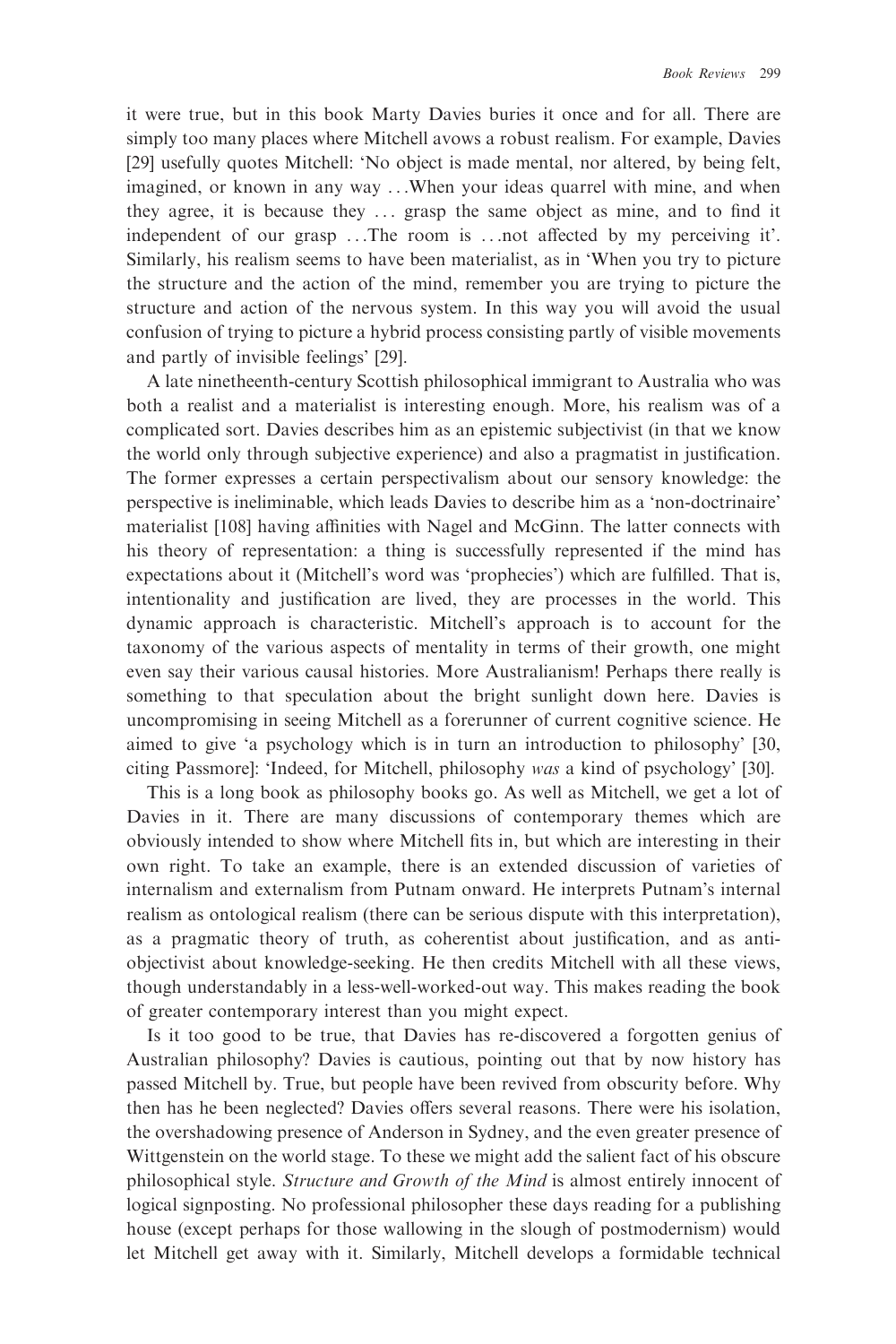it were true, but in this book Marty Davies buries it once and for all. There are simply too many places where Mitchell avows a robust realism. For example, Davies [29] usefully quotes Mitchell: 'No object is made mental, nor altered, by being felt, imagined, or known in any way . . .When your ideas quarrel with mine, and when they agree, it is because they . . . grasp the same object as mine, and to find it independent of our grasp . . .The room is . . .not affected by my perceiving it'. Similarly, his realism seems to have been materialist, as in 'When you try to picture the structure and the action of the mind, remember you are trying to picture the structure and action of the nervous system. In this way you will avoid the usual confusion of trying to picture a hybrid process consisting partly of visible movements and partly of invisible feelings' [29].

A late nineteenth-century Scottish philosophical immigrant to Australia who was both a realist and a materialist is interesting enough. More, his realism was of a complicated sort. Davies describes him as an epistemic subjectivist (in that we know the world only through subjective experience) and also a pragmatist in justification. The former expresses a certain perspectivalism about our sensory knowledge: the perspective is ineliminable, which leads Davies to describe him as a 'non-doctrinaire' materialist [108] having affinities with Nagel and McGinn. The latter connects with his theory of representation: a thing is successfully represented if the mind has expectations about it (Mitchell's word was 'prophecies') which are fulfilled. That is, intentionality and justification are lived, they are processes in the world. This dynamic approach is characteristic. Mitchell's approach is to account for the taxonomy of the various aspects of mentality in terms of their growth, one might even say their various causal histories. More Australianism! Perhaps there really is something to that speculation about the bright sunlight down here. Davies is uncompromising in seeing Mitchell as a forerunner of current cognitive science. He aimed to give 'a psychology which is in turn an introduction to philosophy' [30, citing Passmore]: 'Indeed, for Mitchell, philosophy *was* a kind of psychology' [30].

This is a long book as philosophy books go. As well as Mitchell, we get a lot of Davies in it. There are many discussions of contemporary themes which are obviously intended to show where Mitchell fits in, but which are interesting in their own right. To take an example, there is an extended discussion of varieties of internalism and externalism from Putnam onward. He interprets Putnam's internal realism as ontological realism (there can be serious dispute with this interpretation), as a pragmatic theory of truth, as coherentist about justification, and as anti-objectivist about knowledge-seeking. He then credits Mitchell with all these views, though understandably in a less-well-worked-out way. This makes reading the book of greater contemporary interest than you might expect.

Is it too good to be true, that Davies has re-discovered a forgotten genius of Australian philosophy? Davies is cautious, pointing out that by now history has passed Mitchell by. True, but people have been revived from obscurity before. Why then has he been neglected? Davies offers several reasons. There were his isolation, the overshadowing presence of Anderson in Sydney, and the even greater presence of Wittgenstein on the world stage. To these we might add the salient fact of his obscure philosophical style. *Structure and Growth of the Mind* is almost entirely innocent of logical signposting. No professional philosopher these days reading for a publishing house (except perhaps for those wallowing in the slough of postmodernism) would let Mitchell get away with it. Similarly, Mitchell develops a formidable technical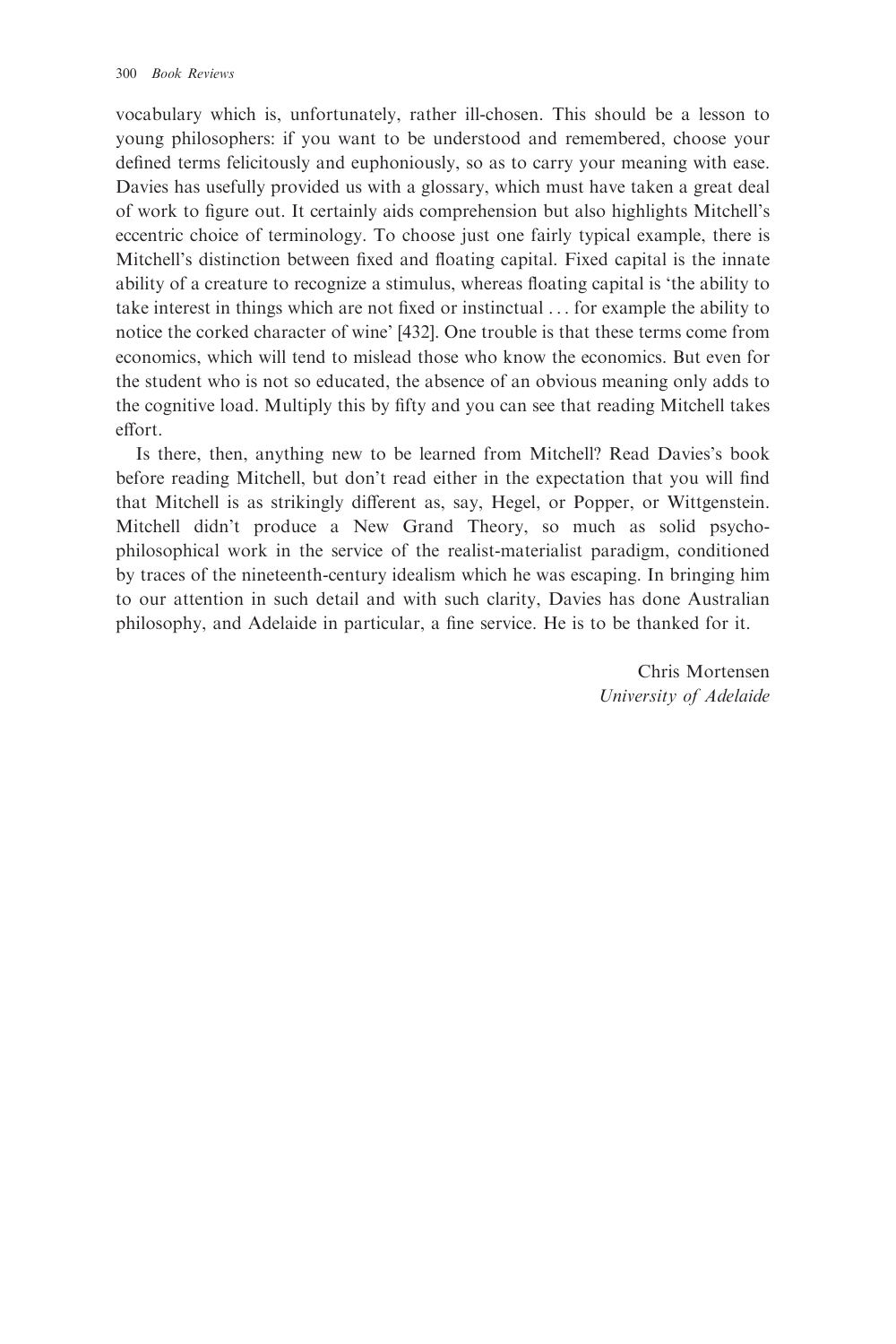vocabulary which is, unfortunately, rather ill-chosen. This should be a lesson to young philosophers: if you want to be understood and remembered, choose your defined terms felicitously and euphoniously, so as to carry your meaning with ease. Davies has usefully provided us with a glossary, which must have taken a great deal of work to figure out. It certainly aids comprehension but also highlights Mitchell's eccentric choice of terminology. To choose just one fairly typical example, there is Mitchell's distinction between fixed and floating capital. Fixed capital is the innate ability of a creature to recognize a stimulus, whereas floating capital is 'the ability to take interest in things which are not fixed or instinctual . . . for example the ability to notice the corked character of wine' [432]. One trouble is that these terms come from economics, which will tend to mislead those who know the economics. But even for the student who is not so educated, the absence of an obvious meaning only adds to the cognitive load. Multiply this by fifty and you can see that reading Mitchell takes effort.

Is there, then, anything new to be learned from Mitchell? Read Davies's book before reading Mitchell, but don't read either in the expectation that you will find that Mitchell is as strikingly different as, say, Hegel, or Popper, or Wittgenstein. Mitchell didn't produce a New Grand Theory, so much as solid psycho-philosophical work in the service of the realist-materialist paradigm, conditioned by traces of the nineteenth-century idealism which he was escaping. In bringing him to our attention in such detail and with such clarity, Davies has done Australian philosophy, and Adelaide in particular, a fine service. He is to be thanked for it.

Chris Mortensen
*University of Adelaide*